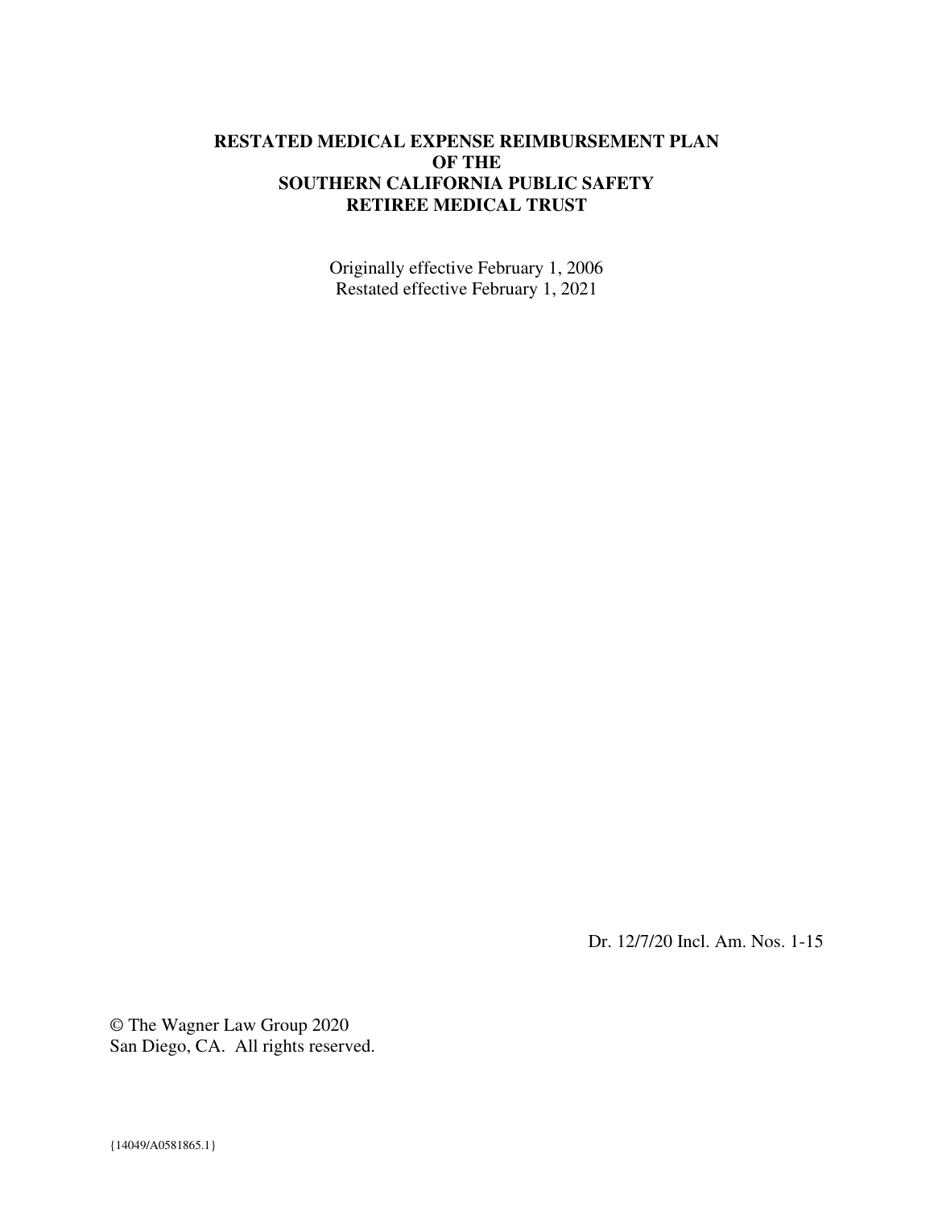# RESTATED MEDICAL EXPENSE REIMBURSEMENT PLAN OF THE SOUTHERN CALIFORNIA PUBLIC SAFETY RETIREE MEDICAL TRUST

Originally effective February 1, 2006
Restated effective February 1, 2021

Dr. 12/7/20 Incl. Am. Nos. 1-15

© The Wagner Law Group 2020
San Diego, CA. All rights reserved.

{14049/A0581865.1}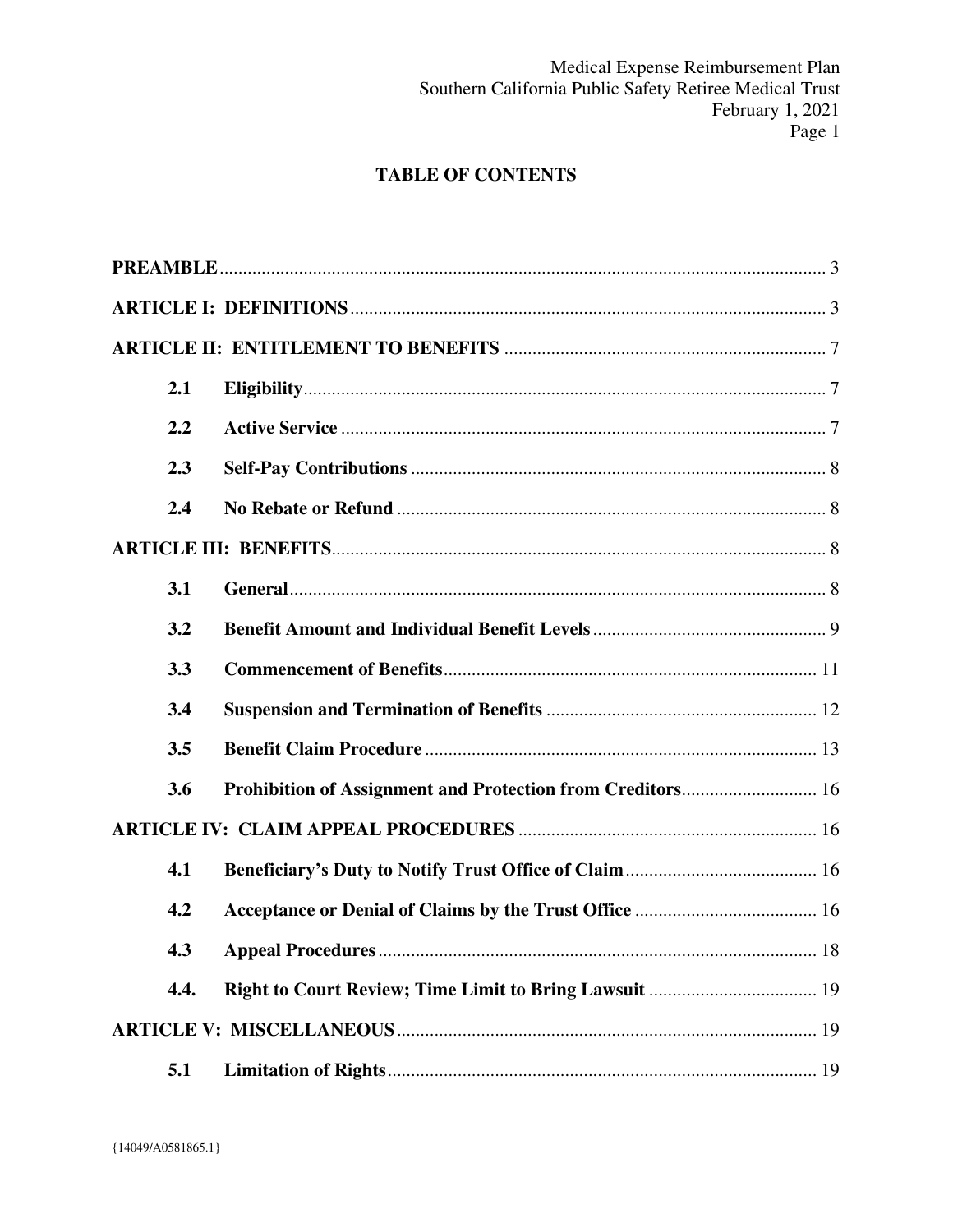## TABLE OF CONTENTS

| | | |
|---|---|---|
| **PREAMBLE** | | 3 |
| **ARTICLE I: DEFINITIONS** | | 3 |
| **ARTICLE II: ENTITLEMENT TO BENEFITS** | | 7 |
| **2.1** | **Eligibility** | 7 |
| **2.2** | **Active Service** | 7 |
| **2.3** | **Self-Pay Contributions** | 8 |
| **2.4** | **No Rebate or Refund** | 8 |
| **ARTICLE III: BENEFITS** | | 8 |
| **3.1** | **General** | 8 |
| **3.2** | **Benefit Amount and Individual Benefit Levels** | 9 |
| **3.3** | **Commencement of Benefits** | 11 |
| **3.4** | **Suspension and Termination of Benefits** | 12 |
| **3.5** | **Benefit Claim Procedure** | 13 |
| **3.6** | **Prohibition of Assignment and Protection from Creditors** | 16 |
| **ARTICLE IV: CLAIM APPEAL PROCEDURES** | | 16 |
| **4.1** | **Beneficiary's Duty to Notify Trust Office of Claim** | 16 |
| **4.2** | **Acceptance or Denial of Claims by the Trust Office** | 16 |
| **4.3** | **Appeal Procedures** | 18 |
| **4.4.** | **Right to Court Review; Time Limit to Bring Lawsuit** | 19 |
| **ARTICLE V: MISCELLANEOUS** | | 19 |
| **5.1** | **Limitation of Rights** | 19 |

{14049/A0581865.1}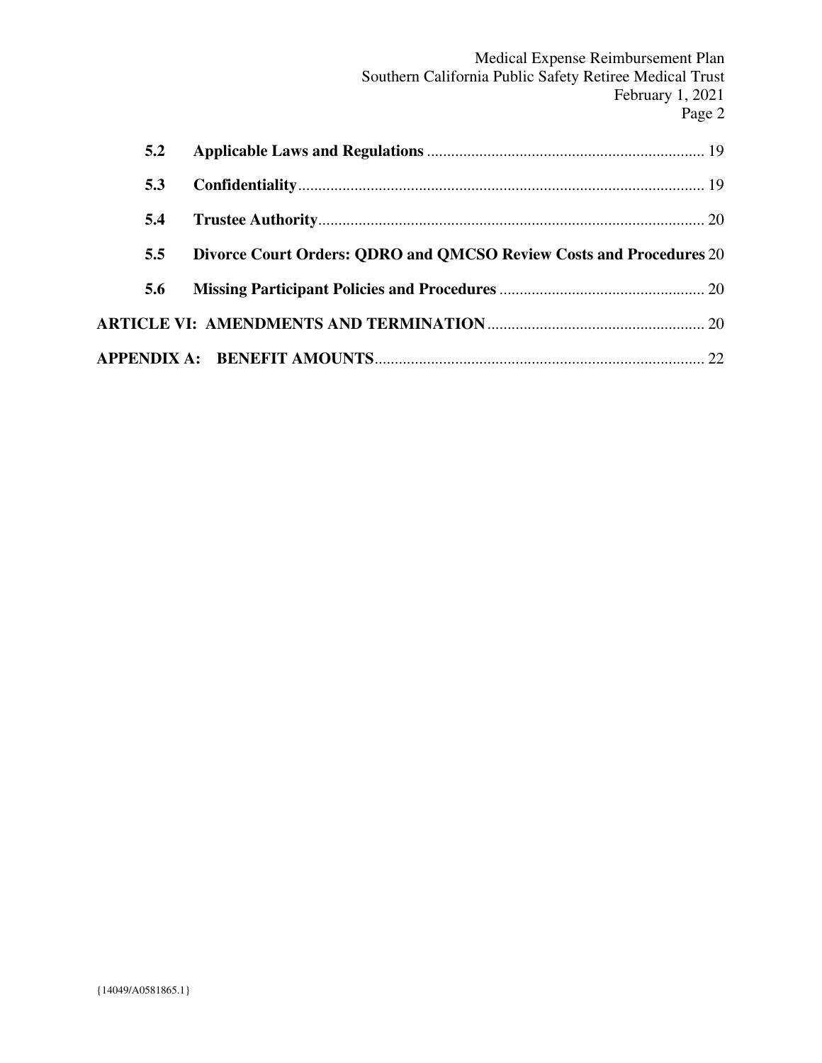| | | |
|---|---|---|
| **5.2** | **Applicable Laws and Regulations** | 19 |
| **5.3** | **Confidentiality** | 19 |
| **5.4** | **Trustee Authority** | 20 |
| **5.5** | **Divorce Court Orders: QDRO and QMCSO Review Costs and Procedures** | 20 |
| **5.6** | **Missing Participant Policies and Procedures** | 20 |
| **ARTICLE VI: AMENDMENTS AND TERMINATION** | | 20 |
| **APPENDIX A: BENEFIT AMOUNTS** | | 22 |

{14049/A0581865.1}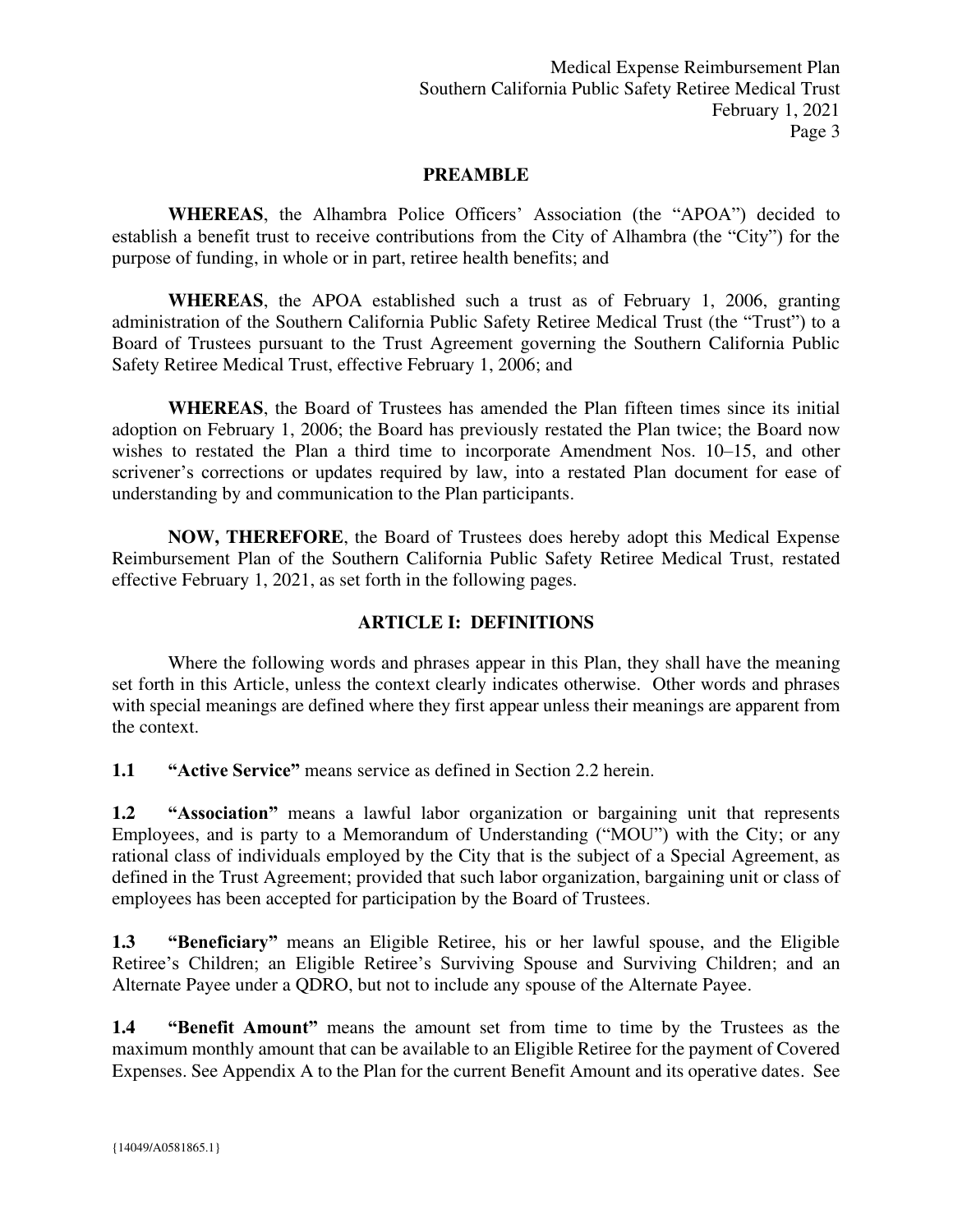## PREAMBLE

**WHEREAS**, the Alhambra Police Officers' Association (the "APOA") decided to establish a benefit trust to receive contributions from the City of Alhambra (the "City") for the purpose of funding, in whole or in part, retiree health benefits; and

**WHEREAS**, the APOA established such a trust as of February 1, 2006, granting administration of the Southern California Public Safety Retiree Medical Trust (the "Trust") to a Board of Trustees pursuant to the Trust Agreement governing the Southern California Public Safety Retiree Medical Trust, effective February 1, 2006; and

**WHEREAS**, the Board of Trustees has amended the Plan fifteen times since its initial adoption on February 1, 2006; the Board has previously restated the Plan twice; the Board now wishes to restated the Plan a third time to incorporate Amendment Nos. 10–15, and other scrivener's corrections or updates required by law, into a restated Plan document for ease of understanding by and communication to the Plan participants.

**NOW, THEREFORE**, the Board of Trustees does hereby adopt this Medical Expense Reimbursement Plan of the Southern California Public Safety Retiree Medical Trust, restated effective February 1, 2021, as set forth in the following pages.

## ARTICLE I: DEFINITIONS

Where the following words and phrases appear in this Plan, they shall have the meaning set forth in this Article, unless the context clearly indicates otherwise. Other words and phrases with special meanings are defined where they first appear unless their meanings are apparent from the context.

**1.1 "Active Service"** means service as defined in Section 2.2 herein.

**1.2 "Association"** means a lawful labor organization or bargaining unit that represents Employees, and is party to a Memorandum of Understanding ("MOU") with the City; or any rational class of individuals employed by the City that is the subject of a Special Agreement, as defined in the Trust Agreement; provided that such labor organization, bargaining unit or class of employees has been accepted for participation by the Board of Trustees.

**1.3 "Beneficiary"** means an Eligible Retiree, his or her lawful spouse, and the Eligible Retiree's Children; an Eligible Retiree's Surviving Spouse and Surviving Children; and an Alternate Payee under a QDRO, but not to include any spouse of the Alternate Payee.

**1.4 "Benefit Amount"** means the amount set from time to time by the Trustees as the maximum monthly amount that can be available to an Eligible Retiree for the payment of Covered Expenses. See Appendix A to the Plan for the current Benefit Amount and its operative dates. See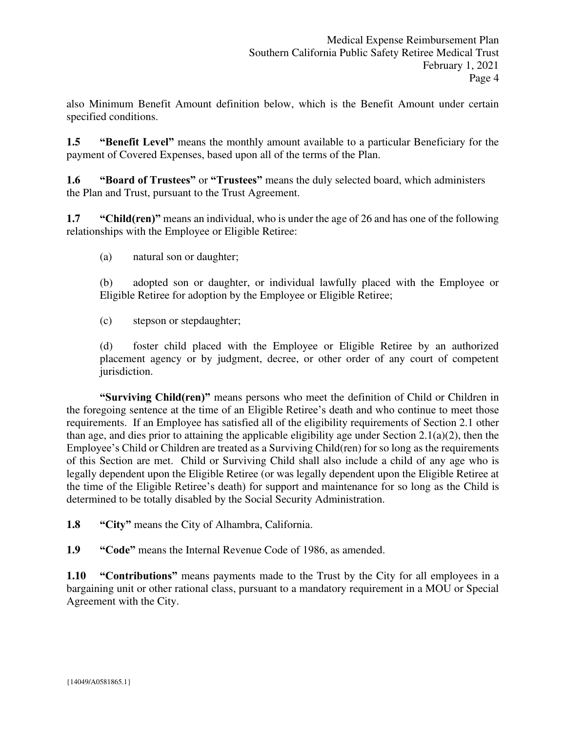also Minimum Benefit Amount definition below, which is the Benefit Amount under certain specified conditions.

**1.5 "Benefit Level"** means the monthly amount available to a particular Beneficiary for the payment of Covered Expenses, based upon all of the terms of the Plan.

**1.6 "Board of Trustees"** or **"Trustees"** means the duly selected board, which administers the Plan and Trust, pursuant to the Trust Agreement.

**1.7 "Child(ren)"** means an individual, who is under the age of 26 and has one of the following relationships with the Employee or Eligible Retiree:

(a) natural son or daughter;

(b) adopted son or daughter, or individual lawfully placed with the Employee or Eligible Retiree for adoption by the Employee or Eligible Retiree;

(c) stepson or stepdaughter;

(d) foster child placed with the Employee or Eligible Retiree by an authorized placement agency or by judgment, decree, or other order of any court of competent jurisdiction.

**"Surviving Child(ren)"** means persons who meet the definition of Child or Children in the foregoing sentence at the time of an Eligible Retiree's death and who continue to meet those requirements. If an Employee has satisfied all of the eligibility requirements of Section 2.1 other than age, and dies prior to attaining the applicable eligibility age under Section 2.1(a)(2), then the Employee's Child or Children are treated as a Surviving Child(ren) for so long as the requirements of this Section are met. Child or Surviving Child shall also include a child of any age who is legally dependent upon the Eligible Retiree (or was legally dependent upon the Eligible Retiree at the time of the Eligible Retiree's death) for support and maintenance for so long as the Child is determined to be totally disabled by the Social Security Administration.

**1.8 "City"** means the City of Alhambra, California.

**1.9 "Code"** means the Internal Revenue Code of 1986, as amended.

**1.10 "Contributions"** means payments made to the Trust by the City for all employees in a bargaining unit or other rational class, pursuant to a mandatory requirement in a MOU or Special Agreement with the City.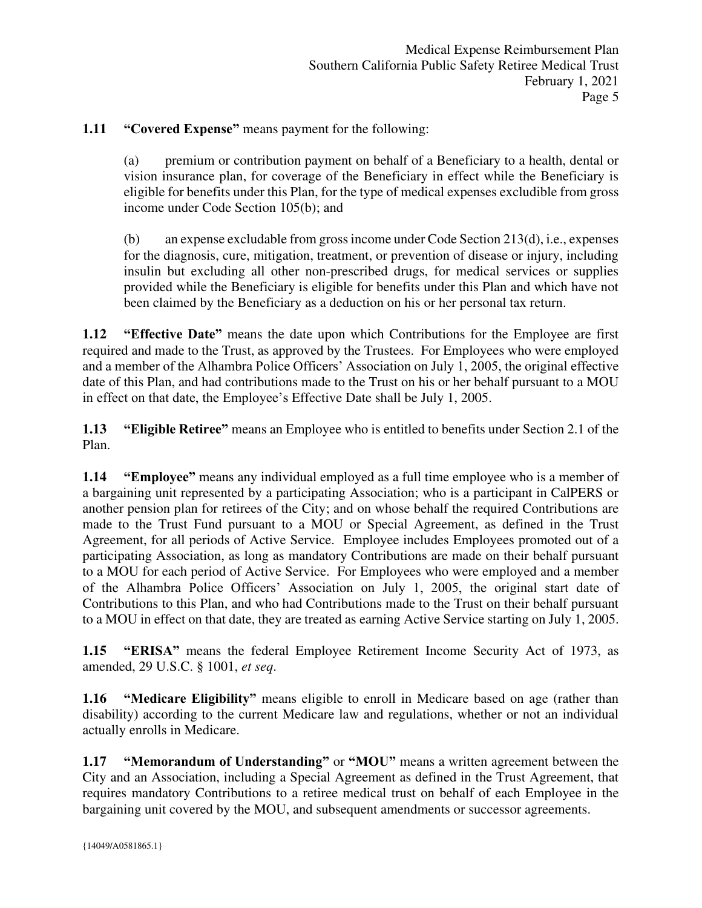**1.11 "Covered Expense"** means payment for the following:

(a) premium or contribution payment on behalf of a Beneficiary to a health, dental or vision insurance plan, for coverage of the Beneficiary in effect while the Beneficiary is eligible for benefits under this Plan, for the type of medical expenses excludible from gross income under Code Section 105(b); and

(b) an expense excludable from gross income under Code Section 213(d), i.e., expenses for the diagnosis, cure, mitigation, treatment, or prevention of disease or injury, including insulin but excluding all other non-prescribed drugs, for medical services or supplies provided while the Beneficiary is eligible for benefits under this Plan and which have not been claimed by the Beneficiary as a deduction on his or her personal tax return.

**1.12 "Effective Date"** means the date upon which Contributions for the Employee are first required and made to the Trust, as approved by the Trustees. For Employees who were employed and a member of the Alhambra Police Officers' Association on July 1, 2005, the original effective date of this Plan, and had contributions made to the Trust on his or her behalf pursuant to a MOU in effect on that date, the Employee's Effective Date shall be July 1, 2005.

**1.13 "Eligible Retiree"** means an Employee who is entitled to benefits under Section 2.1 of the Plan.

**1.14 "Employee"** means any individual employed as a full time employee who is a member of a bargaining unit represented by a participating Association; who is a participant in CalPERS or another pension plan for retirees of the City; and on whose behalf the required Contributions are made to the Trust Fund pursuant to a MOU or Special Agreement, as defined in the Trust Agreement, for all periods of Active Service. Employee includes Employees promoted out of a participating Association, as long as mandatory Contributions are made on their behalf pursuant to a MOU for each period of Active Service. For Employees who were employed and a member of the Alhambra Police Officers' Association on July 1, 2005, the original start date of Contributions to this Plan, and who had Contributions made to the Trust on their behalf pursuant to a MOU in effect on that date, they are treated as earning Active Service starting on July 1, 2005.

**1.15 "ERISA"** means the federal Employee Retirement Income Security Act of 1973, as amended, 29 U.S.C. § 1001, *et seq*.

**1.16 "Medicare Eligibility"** means eligible to enroll in Medicare based on age (rather than disability) according to the current Medicare law and regulations, whether or not an individual actually enrolls in Medicare.

**1.17 "Memorandum of Understanding"** or **"MOU"** means a written agreement between the City and an Association, including a Special Agreement as defined in the Trust Agreement, that requires mandatory Contributions to a retiree medical trust on behalf of each Employee in the bargaining unit covered by the MOU, and subsequent amendments or successor agreements.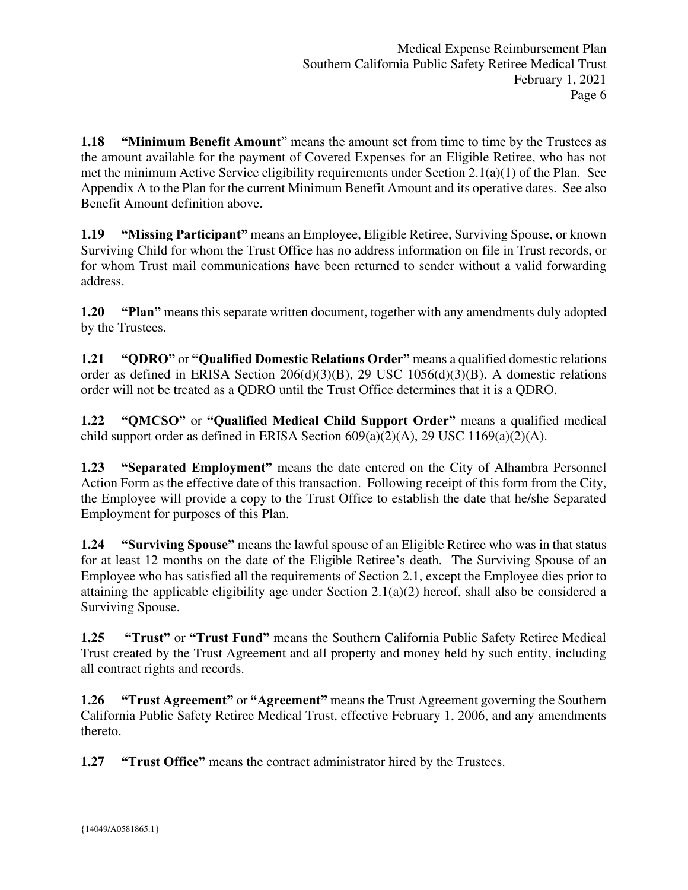**1.18 "Minimum Benefit Amount**" means the amount set from time to time by the Trustees as the amount available for the payment of Covered Expenses for an Eligible Retiree, who has not met the minimum Active Service eligibility requirements under Section 2.1(a)(1) of the Plan. See Appendix A to the Plan for the current Minimum Benefit Amount and its operative dates. See also Benefit Amount definition above.

**1.19 "Missing Participant"** means an Employee, Eligible Retiree, Surviving Spouse, or known Surviving Child for whom the Trust Office has no address information on file in Trust records, or for whom Trust mail communications have been returned to sender without a valid forwarding address.

**1.20 "Plan"** means this separate written document, together with any amendments duly adopted by the Trustees.

**1.21 "QDRO"** or **"Qualified Domestic Relations Order"** means a qualified domestic relations order as defined in ERISA Section 206(d)(3)(B), 29 USC 1056(d)(3)(B). A domestic relations order will not be treated as a QDRO until the Trust Office determines that it is a QDRO.

**1.22 "QMCSO"** or **"Qualified Medical Child Support Order"** means a qualified medical child support order as defined in ERISA Section 609(a)(2)(A), 29 USC 1169(a)(2)(A).

**1.23 "Separated Employment"** means the date entered on the City of Alhambra Personnel Action Form as the effective date of this transaction. Following receipt of this form from the City, the Employee will provide a copy to the Trust Office to establish the date that he/she Separated Employment for purposes of this Plan.

**1.24 "Surviving Spouse"** means the lawful spouse of an Eligible Retiree who was in that status for at least 12 months on the date of the Eligible Retiree's death. The Surviving Spouse of an Employee who has satisfied all the requirements of Section 2.1, except the Employee dies prior to attaining the applicable eligibility age under Section 2.1(a)(2) hereof, shall also be considered a Surviving Spouse.

**1.25 "Trust"** or **"Trust Fund"** means the Southern California Public Safety Retiree Medical Trust created by the Trust Agreement and all property and money held by such entity, including all contract rights and records.

**1.26 "Trust Agreement"** or **"Agreement"** means the Trust Agreement governing the Southern California Public Safety Retiree Medical Trust, effective February 1, 2006, and any amendments thereto.

**1.27 "Trust Office"** means the contract administrator hired by the Trustees.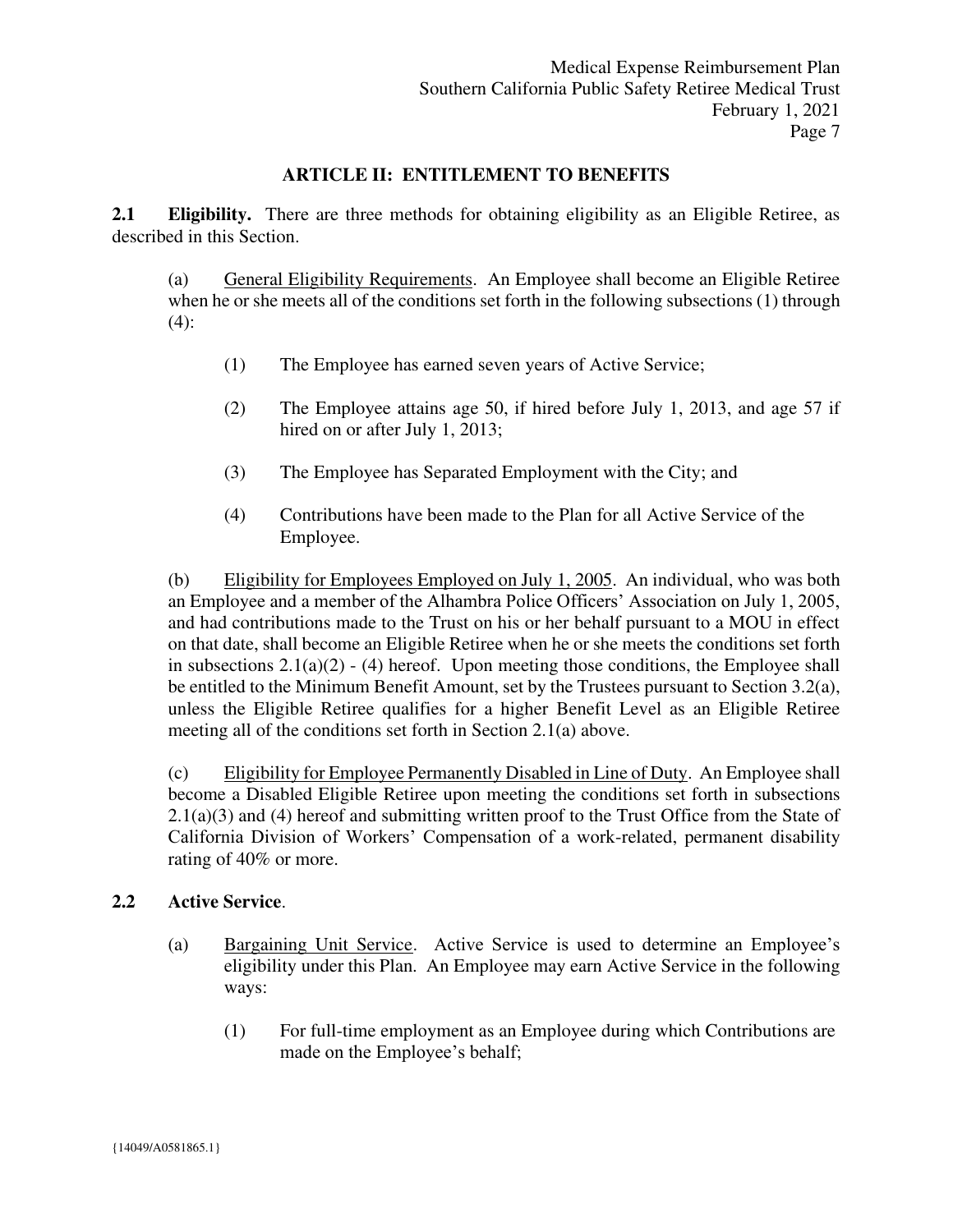## ARTICLE II: ENTITLEMENT TO BENEFITS

**2.1 Eligibility.** There are three methods for obtaining eligibility as an Eligible Retiree, as described in this Section.

(a) General Eligibility Requirements. An Employee shall become an Eligible Retiree when he or she meets all of the conditions set forth in the following subsections (1) through (4):

(1) The Employee has earned seven years of Active Service;

(2) The Employee attains age 50, if hired before July 1, 2013, and age 57 if hired on or after July 1, 2013;

(3) The Employee has Separated Employment with the City; and

(4) Contributions have been made to the Plan for all Active Service of the Employee.

(b) Eligibility for Employees Employed on July 1, 2005. An individual, who was both an Employee and a member of the Alhambra Police Officers' Association on July 1, 2005, and had contributions made to the Trust on his or her behalf pursuant to a MOU in effect on that date, shall become an Eligible Retiree when he or she meets the conditions set forth in subsections 2.1(a)(2) - (4) hereof. Upon meeting those conditions, the Employee shall be entitled to the Minimum Benefit Amount, set by the Trustees pursuant to Section 3.2(a), unless the Eligible Retiree qualifies for a higher Benefit Level as an Eligible Retiree meeting all of the conditions set forth in Section 2.1(a) above.

(c) Eligibility for Employee Permanently Disabled in Line of Duty. An Employee shall become a Disabled Eligible Retiree upon meeting the conditions set forth in subsections 2.1(a)(3) and (4) hereof and submitting written proof to the Trust Office from the State of California Division of Workers' Compensation of a work-related, permanent disability rating of 40% or more.

**2.2 Active Service**.

(a) Bargaining Unit Service. Active Service is used to determine an Employee's eligibility under this Plan. An Employee may earn Active Service in the following ways:

(1) For full-time employment as an Employee during which Contributions are made on the Employee's behalf;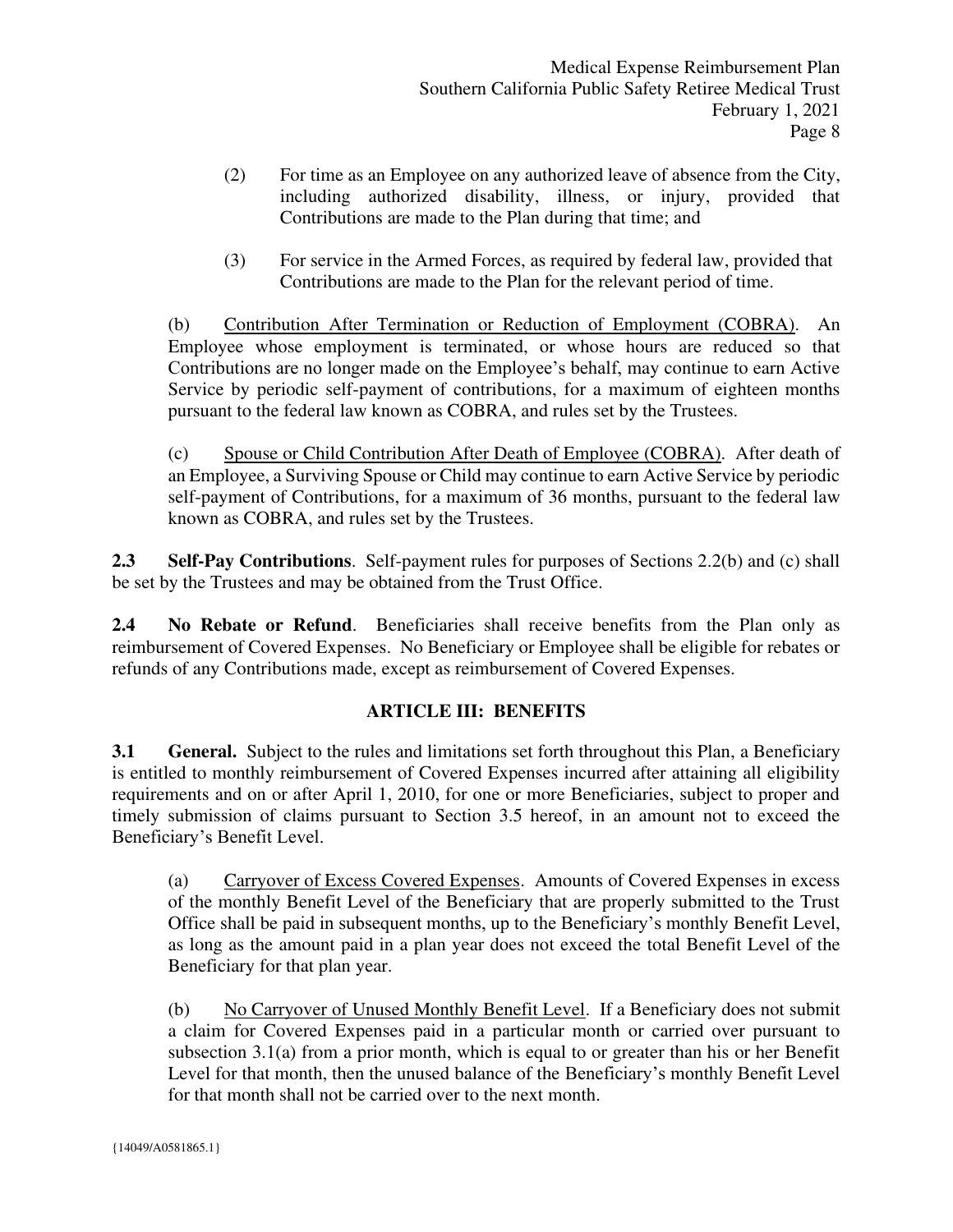(2) For time as an Employee on any authorized leave of absence from the City, including authorized disability, illness, or injury, provided that Contributions are made to the Plan during that time; and

(3) For service in the Armed Forces, as required by federal law, provided that Contributions are made to the Plan for the relevant period of time.

(b) Contribution After Termination or Reduction of Employment (COBRA). An Employee whose employment is terminated, or whose hours are reduced so that Contributions are no longer made on the Employee's behalf, may continue to earn Active Service by periodic self-payment of contributions, for a maximum of eighteen months pursuant to the federal law known as COBRA, and rules set by the Trustees.

(c) Spouse or Child Contribution After Death of Employee (COBRA). After death of an Employee, a Surviving Spouse or Child may continue to earn Active Service by periodic self-payment of Contributions, for a maximum of 36 months, pursuant to the federal law known as COBRA, and rules set by the Trustees.

**2.3 Self-Pay Contributions**. Self-payment rules for purposes of Sections 2.2(b) and (c) shall be set by the Trustees and may be obtained from the Trust Office.

**2.4 No Rebate or Refund**. Beneficiaries shall receive benefits from the Plan only as reimbursement of Covered Expenses. No Beneficiary or Employee shall be eligible for rebates or refunds of any Contributions made, except as reimbursement of Covered Expenses.

## ARTICLE III: BENEFITS

**3.1 General.** Subject to the rules and limitations set forth throughout this Plan, a Beneficiary is entitled to monthly reimbursement of Covered Expenses incurred after attaining all eligibility requirements and on or after April 1, 2010, for one or more Beneficiaries, subject to proper and timely submission of claims pursuant to Section 3.5 hereof, in an amount not to exceed the Beneficiary's Benefit Level.

(a) Carryover of Excess Covered Expenses. Amounts of Covered Expenses in excess of the monthly Benefit Level of the Beneficiary that are properly submitted to the Trust Office shall be paid in subsequent months, up to the Beneficiary's monthly Benefit Level, as long as the amount paid in a plan year does not exceed the total Benefit Level of the Beneficiary for that plan year.

(b) No Carryover of Unused Monthly Benefit Level. If a Beneficiary does not submit a claim for Covered Expenses paid in a particular month or carried over pursuant to subsection 3.1(a) from a prior month, which is equal to or greater than his or her Benefit Level for that month, then the unused balance of the Beneficiary's monthly Benefit Level for that month shall not be carried over to the next month.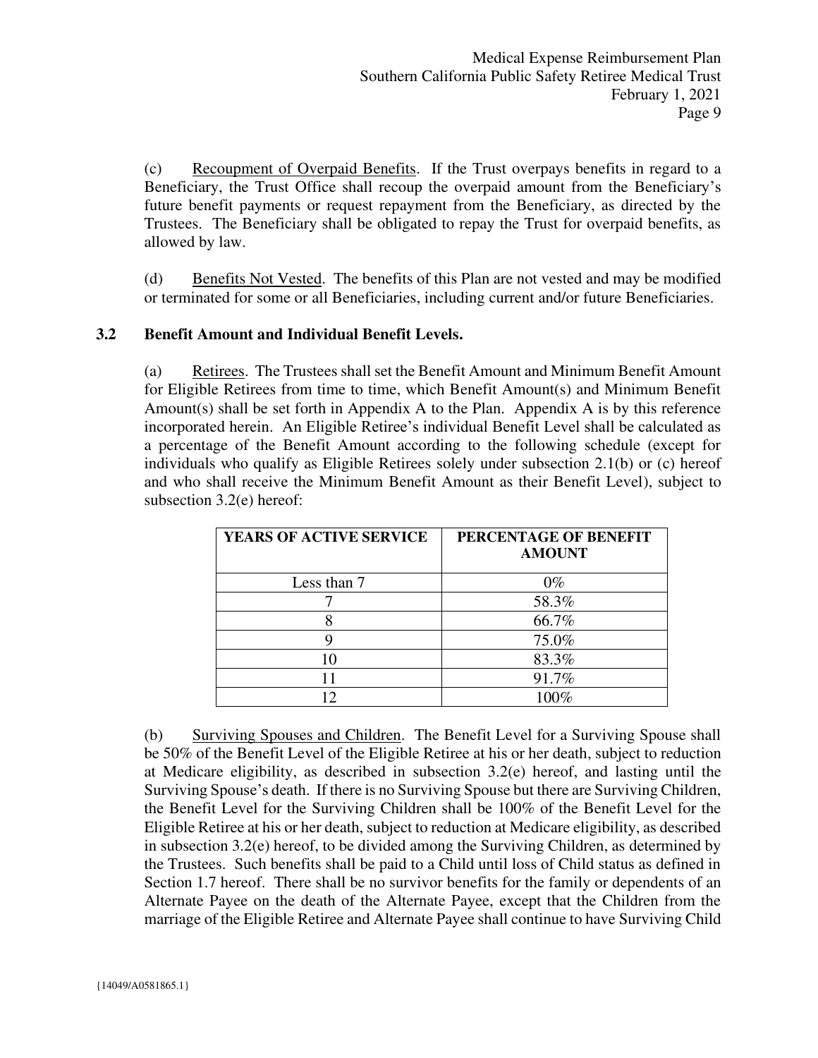(c) Recoupment of Overpaid Benefits. If the Trust overpays benefits in regard to a Beneficiary, the Trust Office shall recoup the overpaid amount from the Beneficiary's future benefit payments or request repayment from the Beneficiary, as directed by the Trustees. The Beneficiary shall be obligated to repay the Trust for overpaid benefits, as allowed by law.

(d) Benefits Not Vested. The benefits of this Plan are not vested and may be modified or terminated for some or all Beneficiaries, including current and/or future Beneficiaries.

### 3.2 Benefit Amount and Individual Benefit Levels.

(a) Retirees. The Trustees shall set the Benefit Amount and Minimum Benefit Amount for Eligible Retirees from time to time, which Benefit Amount(s) and Minimum Benefit Amount(s) shall be set forth in Appendix A to the Plan. Appendix A is by this reference incorporated herein. An Eligible Retiree's individual Benefit Level shall be calculated as a percentage of the Benefit Amount according to the following schedule (except for individuals who qualify as Eligible Retirees solely under subsection 2.1(b) or (c) hereof and who shall receive the Minimum Benefit Amount as their Benefit Level), subject to subsection 3.2(e) hereof:

| YEARS OF ACTIVE SERVICE | PERCENTAGE OF BENEFIT AMOUNT |
|---|---|
| Less than 7 | 0% |
| 7 | 58.3% |
| 8 | 66.7% |
| 9 | 75.0% |
| 10 | 83.3% |
| 11 | 91.7% |
| 12 | 100% |

(b) Surviving Spouses and Children. The Benefit Level for a Surviving Spouse shall be 50% of the Benefit Level of the Eligible Retiree at his or her death, subject to reduction at Medicare eligibility, as described in subsection 3.2(e) hereof, and lasting until the Surviving Spouse's death. If there is no Surviving Spouse but there are Surviving Children, the Benefit Level for the Surviving Children shall be 100% of the Benefit Level for the Eligible Retiree at his or her death, subject to reduction at Medicare eligibility, as described in subsection 3.2(e) hereof, to be divided among the Surviving Children, as determined by the Trustees. Such benefits shall be paid to a Child until loss of Child status as defined in Section 1.7 hereof. There shall be no survivor benefits for the family or dependents of an Alternate Payee on the death of the Alternate Payee, except that the Children from the marriage of the Eligible Retiree and Alternate Payee shall continue to have Surviving Child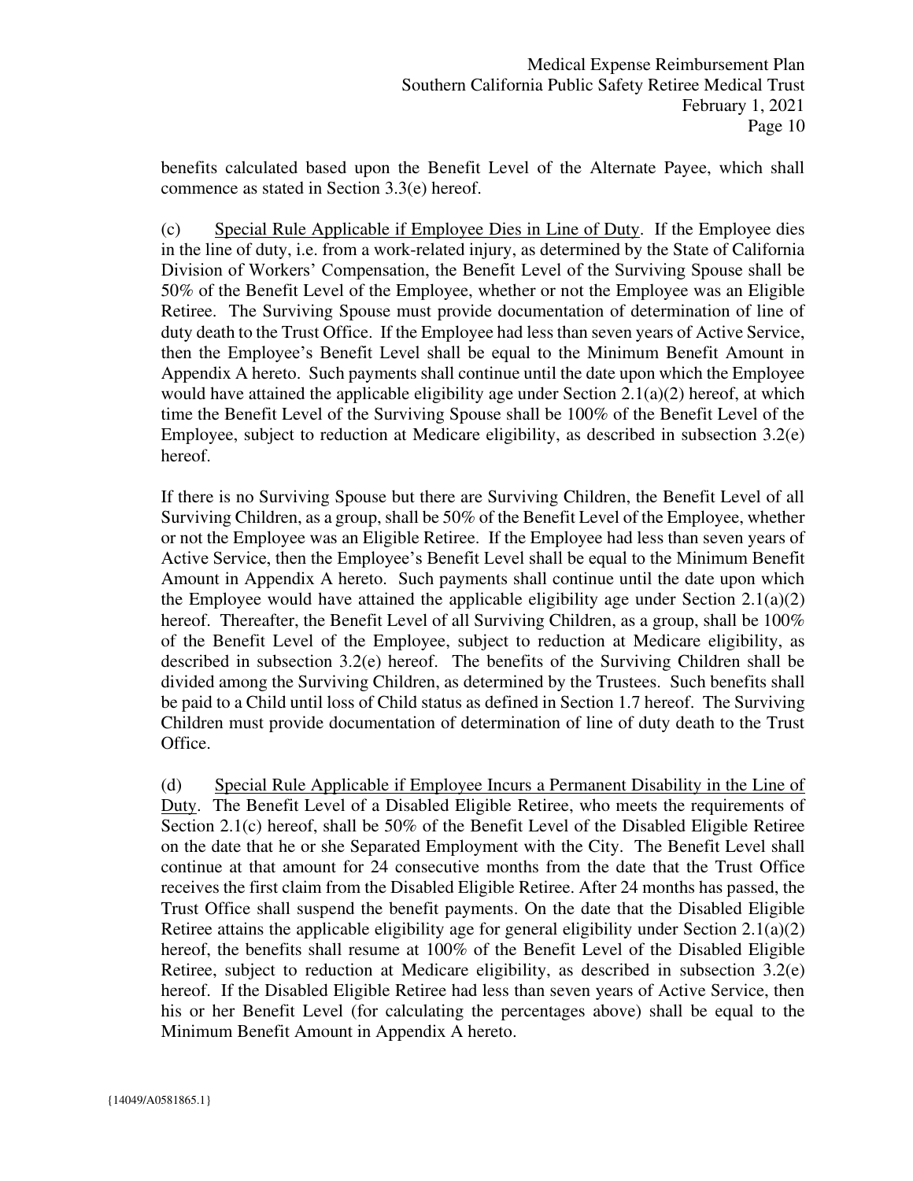benefits calculated based upon the Benefit Level of the Alternate Payee, which shall commence as stated in Section 3.3(e) hereof.

(c) Special Rule Applicable if Employee Dies in Line of Duty. If the Employee dies in the line of duty, i.e. from a work-related injury, as determined by the State of California Division of Workers' Compensation, the Benefit Level of the Surviving Spouse shall be 50% of the Benefit Level of the Employee, whether or not the Employee was an Eligible Retiree. The Surviving Spouse must provide documentation of determination of line of duty death to the Trust Office. If the Employee had less than seven years of Active Service, then the Employee's Benefit Level shall be equal to the Minimum Benefit Amount in Appendix A hereto. Such payments shall continue until the date upon which the Employee would have attained the applicable eligibility age under Section 2.1(a)(2) hereof, at which time the Benefit Level of the Surviving Spouse shall be 100% of the Benefit Level of the Employee, subject to reduction at Medicare eligibility, as described in subsection 3.2(e) hereof.

If there is no Surviving Spouse but there are Surviving Children, the Benefit Level of all Surviving Children, as a group, shall be 50% of the Benefit Level of the Employee, whether or not the Employee was an Eligible Retiree. If the Employee had less than seven years of Active Service, then the Employee's Benefit Level shall be equal to the Minimum Benefit Amount in Appendix A hereto. Such payments shall continue until the date upon which the Employee would have attained the applicable eligibility age under Section 2.1(a)(2) hereof. Thereafter, the Benefit Level of all Surviving Children, as a group, shall be 100% of the Benefit Level of the Employee, subject to reduction at Medicare eligibility, as described in subsection 3.2(e) hereof. The benefits of the Surviving Children shall be divided among the Surviving Children, as determined by the Trustees. Such benefits shall be paid to a Child until loss of Child status as defined in Section 1.7 hereof. The Surviving Children must provide documentation of determination of line of duty death to the Trust Office.

(d) Special Rule Applicable if Employee Incurs a Permanent Disability in the Line of Duty. The Benefit Level of a Disabled Eligible Retiree, who meets the requirements of Section 2.1(c) hereof, shall be 50% of the Benefit Level of the Disabled Eligible Retiree on the date that he or she Separated Employment with the City. The Benefit Level shall continue at that amount for 24 consecutive months from the date that the Trust Office receives the first claim from the Disabled Eligible Retiree. After 24 months has passed, the Trust Office shall suspend the benefit payments. On the date that the Disabled Eligible Retiree attains the applicable eligibility age for general eligibility under Section 2.1(a)(2) hereof, the benefits shall resume at 100% of the Benefit Level of the Disabled Eligible Retiree, subject to reduction at Medicare eligibility, as described in subsection 3.2(e) hereof. If the Disabled Eligible Retiree had less than seven years of Active Service, then his or her Benefit Level (for calculating the percentages above) shall be equal to the Minimum Benefit Amount in Appendix A hereto.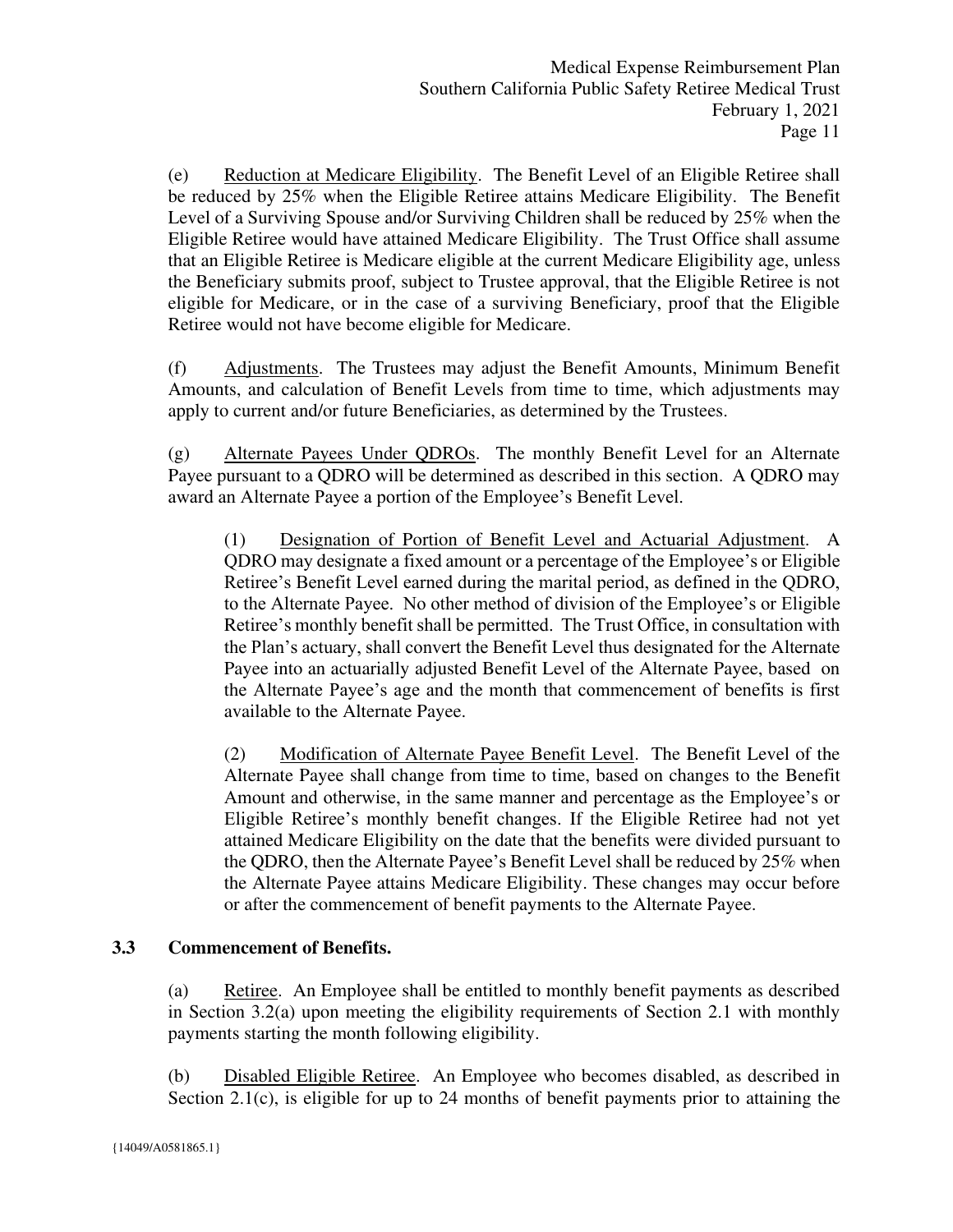(e) Reduction at Medicare Eligibility. The Benefit Level of an Eligible Retiree shall be reduced by 25% when the Eligible Retiree attains Medicare Eligibility. The Benefit Level of a Surviving Spouse and/or Surviving Children shall be reduced by 25% when the Eligible Retiree would have attained Medicare Eligibility. The Trust Office shall assume that an Eligible Retiree is Medicare eligible at the current Medicare Eligibility age, unless the Beneficiary submits proof, subject to Trustee approval, that the Eligible Retiree is not eligible for Medicare, or in the case of a surviving Beneficiary, proof that the Eligible Retiree would not have become eligible for Medicare.

(f) Adjustments. The Trustees may adjust the Benefit Amounts, Minimum Benefit Amounts, and calculation of Benefit Levels from time to time, which adjustments may apply to current and/or future Beneficiaries, as determined by the Trustees.

(g) Alternate Payees Under QDROs. The monthly Benefit Level for an Alternate Payee pursuant to a QDRO will be determined as described in this section. A QDRO may award an Alternate Payee a portion of the Employee's Benefit Level.

> (1) Designation of Portion of Benefit Level and Actuarial Adjustment. A QDRO may designate a fixed amount or a percentage of the Employee's or Eligible Retiree's Benefit Level earned during the marital period, as defined in the QDRO, to the Alternate Payee. No other method of division of the Employee's or Eligible Retiree's monthly benefit shall be permitted. The Trust Office, in consultation with the Plan's actuary, shall convert the Benefit Level thus designated for the Alternate Payee into an actuarially adjusted Benefit Level of the Alternate Payee, based on the Alternate Payee's age and the month that commencement of benefits is first available to the Alternate Payee.
>
> (2) Modification of Alternate Payee Benefit Level. The Benefit Level of the Alternate Payee shall change from time to time, based on changes to the Benefit Amount and otherwise, in the same manner and percentage as the Employee's or Eligible Retiree's monthly benefit changes. If the Eligible Retiree had not yet attained Medicare Eligibility on the date that the benefits were divided pursuant to the QDRO, then the Alternate Payee's Benefit Level shall be reduced by 25% when the Alternate Payee attains Medicare Eligibility. These changes may occur before or after the commencement of benefit payments to the Alternate Payee.

### 3.3 Commencement of Benefits.

(a) Retiree. An Employee shall be entitled to monthly benefit payments as described in Section 3.2(a) upon meeting the eligibility requirements of Section 2.1 with monthly payments starting the month following eligibility.

(b) Disabled Eligible Retiree. An Employee who becomes disabled, as described in Section 2.1(c), is eligible for up to 24 months of benefit payments prior to attaining the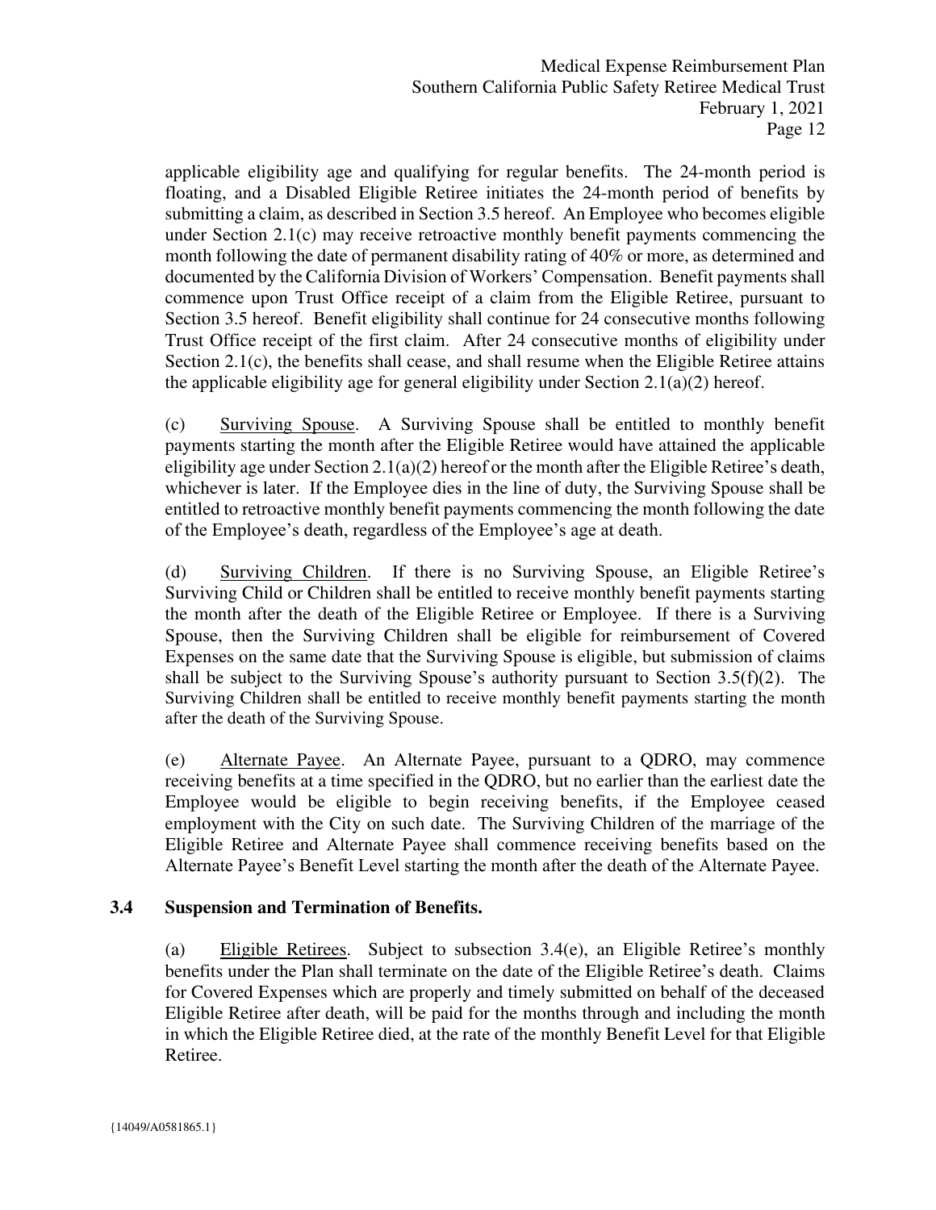applicable eligibility age and qualifying for regular benefits. The 24-month period is floating, and a Disabled Eligible Retiree initiates the 24-month period of benefits by submitting a claim, as described in Section 3.5 hereof. An Employee who becomes eligible under Section 2.1(c) may receive retroactive monthly benefit payments commencing the month following the date of permanent disability rating of 40% or more, as determined and documented by the California Division of Workers' Compensation. Benefit payments shall commence upon Trust Office receipt of a claim from the Eligible Retiree, pursuant to Section 3.5 hereof. Benefit eligibility shall continue for 24 consecutive months following Trust Office receipt of the first claim. After 24 consecutive months of eligibility under Section 2.1(c), the benefits shall cease, and shall resume when the Eligible Retiree attains the applicable eligibility age for general eligibility under Section 2.1(a)(2) hereof.

(c) Surviving Spouse. A Surviving Spouse shall be entitled to monthly benefit payments starting the month after the Eligible Retiree would have attained the applicable eligibility age under Section 2.1(a)(2) hereof or the month after the Eligible Retiree's death, whichever is later. If the Employee dies in the line of duty, the Surviving Spouse shall be entitled to retroactive monthly benefit payments commencing the month following the date of the Employee's death, regardless of the Employee's age at death.

(d) Surviving Children. If there is no Surviving Spouse, an Eligible Retiree's Surviving Child or Children shall be entitled to receive monthly benefit payments starting the month after the death of the Eligible Retiree or Employee. If there is a Surviving Spouse, then the Surviving Children shall be eligible for reimbursement of Covered Expenses on the same date that the Surviving Spouse is eligible, but submission of claims shall be subject to the Surviving Spouse's authority pursuant to Section 3.5(f)(2). The Surviving Children shall be entitled to receive monthly benefit payments starting the month after the death of the Surviving Spouse.

(e) Alternate Payee. An Alternate Payee, pursuant to a QDRO, may commence receiving benefits at a time specified in the QDRO, but no earlier than the earliest date the Employee would be eligible to begin receiving benefits, if the Employee ceased employment with the City on such date. The Surviving Children of the marriage of the Eligible Retiree and Alternate Payee shall commence receiving benefits based on the Alternate Payee's Benefit Level starting the month after the death of the Alternate Payee.

### 3.4 Suspension and Termination of Benefits.

(a) Eligible Retirees. Subject to subsection 3.4(e), an Eligible Retiree's monthly benefits under the Plan shall terminate on the date of the Eligible Retiree's death. Claims for Covered Expenses which are properly and timely submitted on behalf of the deceased Eligible Retiree after death, will be paid for the months through and including the month in which the Eligible Retiree died, at the rate of the monthly Benefit Level for that Eligible Retiree.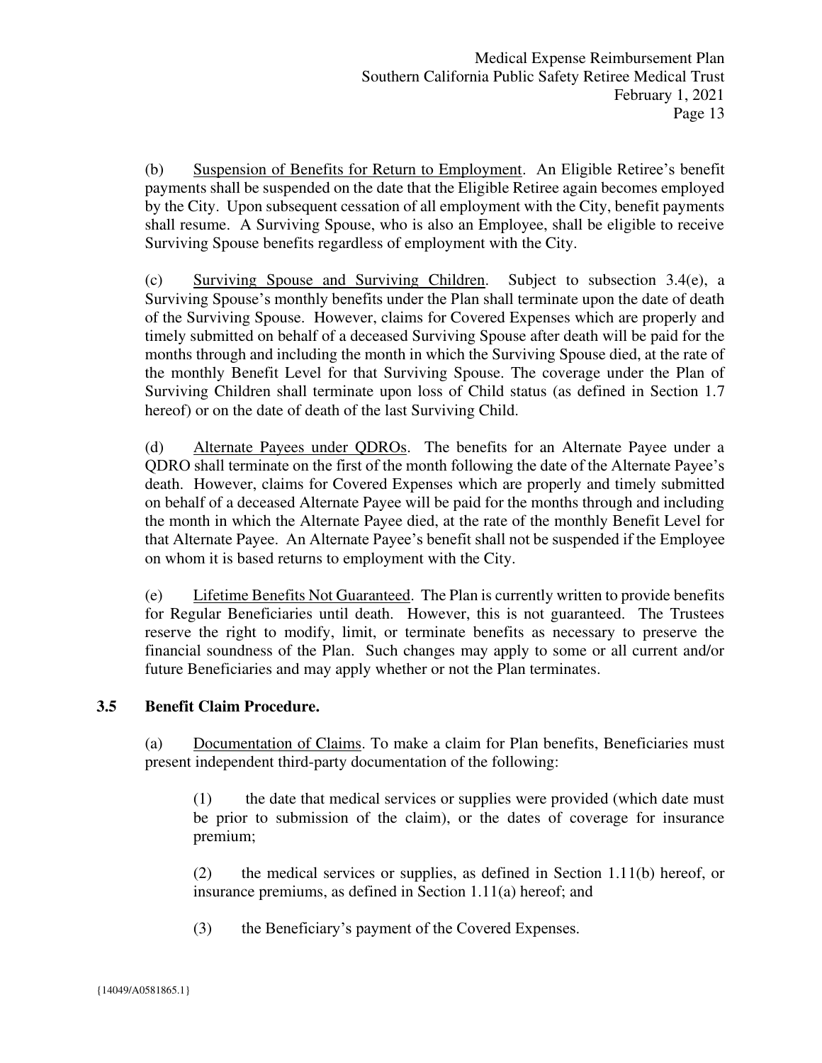(b) Suspension of Benefits for Return to Employment. An Eligible Retiree's benefit payments shall be suspended on the date that the Eligible Retiree again becomes employed by the City. Upon subsequent cessation of all employment with the City, benefit payments shall resume. A Surviving Spouse, who is also an Employee, shall be eligible to receive Surviving Spouse benefits regardless of employment with the City.

(c) Surviving Spouse and Surviving Children. Subject to subsection 3.4(e), a Surviving Spouse's monthly benefits under the Plan shall terminate upon the date of death of the Surviving Spouse. However, claims for Covered Expenses which are properly and timely submitted on behalf of a deceased Surviving Spouse after death will be paid for the months through and including the month in which the Surviving Spouse died, at the rate of the monthly Benefit Level for that Surviving Spouse. The coverage under the Plan of Surviving Children shall terminate upon loss of Child status (as defined in Section 1.7 hereof) or on the date of death of the last Surviving Child.

(d) Alternate Payees under QDROs. The benefits for an Alternate Payee under a QDRO shall terminate on the first of the month following the date of the Alternate Payee's death. However, claims for Covered Expenses which are properly and timely submitted on behalf of a deceased Alternate Payee will be paid for the months through and including the month in which the Alternate Payee died, at the rate of the monthly Benefit Level for that Alternate Payee. An Alternate Payee's benefit shall not be suspended if the Employee on whom it is based returns to employment with the City.

(e) Lifetime Benefits Not Guaranteed. The Plan is currently written to provide benefits for Regular Beneficiaries until death. However, this is not guaranteed. The Trustees reserve the right to modify, limit, or terminate benefits as necessary to preserve the financial soundness of the Plan. Such changes may apply to some or all current and/or future Beneficiaries and may apply whether or not the Plan terminates.

## 3.5 Benefit Claim Procedure.

(a) Documentation of Claims. To make a claim for Plan benefits, Beneficiaries must present independent third-party documentation of the following:

(1) the date that medical services or supplies were provided (which date must be prior to submission of the claim), or the dates of coverage for insurance premium;

(2) the medical services or supplies, as defined in Section 1.11(b) hereof, or insurance premiums, as defined in Section 1.11(a) hereof; and

(3) the Beneficiary's payment of the Covered Expenses.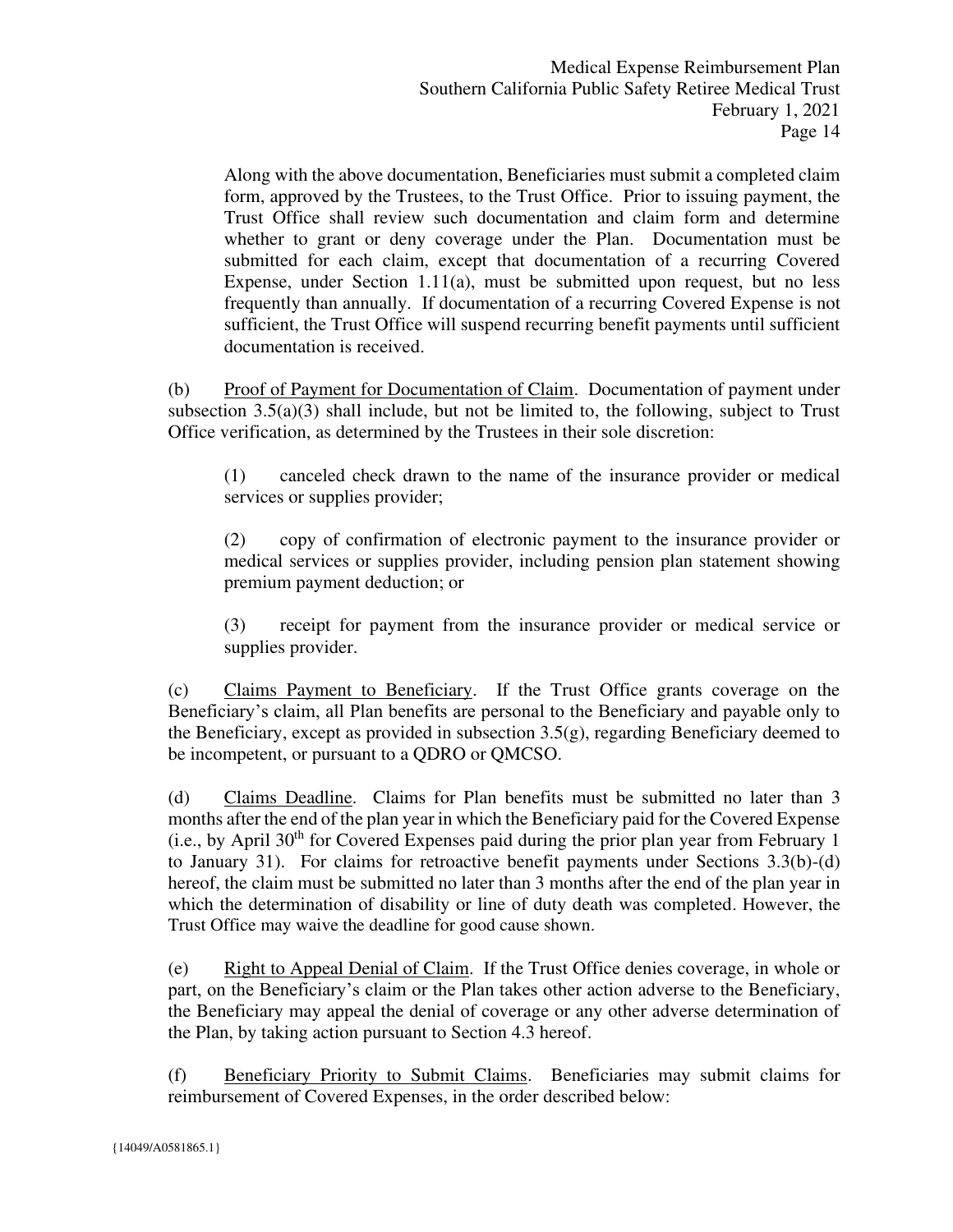Along with the above documentation, Beneficiaries must submit a completed claim form, approved by the Trustees, to the Trust Office. Prior to issuing payment, the Trust Office shall review such documentation and claim form and determine whether to grant or deny coverage under the Plan. Documentation must be submitted for each claim, except that documentation of a recurring Covered Expense, under Section 1.11(a), must be submitted upon request, but no less frequently than annually. If documentation of a recurring Covered Expense is not sufficient, the Trust Office will suspend recurring benefit payments until sufficient documentation is received.

(b) Proof of Payment for Documentation of Claim. Documentation of payment under subsection 3.5(a)(3) shall include, but not be limited to, the following, subject to Trust Office verification, as determined by the Trustees in their sole discretion:

(1) canceled check drawn to the name of the insurance provider or medical services or supplies provider;

(2) copy of confirmation of electronic payment to the insurance provider or medical services or supplies provider, including pension plan statement showing premium payment deduction; or

(3) receipt for payment from the insurance provider or medical service or supplies provider.

(c) Claims Payment to Beneficiary. If the Trust Office grants coverage on the Beneficiary's claim, all Plan benefits are personal to the Beneficiary and payable only to the Beneficiary, except as provided in subsection 3.5(g), regarding Beneficiary deemed to be incompetent, or pursuant to a QDRO or QMCSO.

(d) Claims Deadline. Claims for Plan benefits must be submitted no later than 3 months after the end of the plan year in which the Beneficiary paid for the Covered Expense (i.e., by April 30th for Covered Expenses paid during the prior plan year from February 1 to January 31). For claims for retroactive benefit payments under Sections 3.3(b)-(d) hereof, the claim must be submitted no later than 3 months after the end of the plan year in which the determination of disability or line of duty death was completed. However, the Trust Office may waive the deadline for good cause shown.

(e) Right to Appeal Denial of Claim. If the Trust Office denies coverage, in whole or part, on the Beneficiary's claim or the Plan takes other action adverse to the Beneficiary, the Beneficiary may appeal the denial of coverage or any other adverse determination of the Plan, by taking action pursuant to Section 4.3 hereof.

(f) Beneficiary Priority to Submit Claims. Beneficiaries may submit claims for reimbursement of Covered Expenses, in the order described below: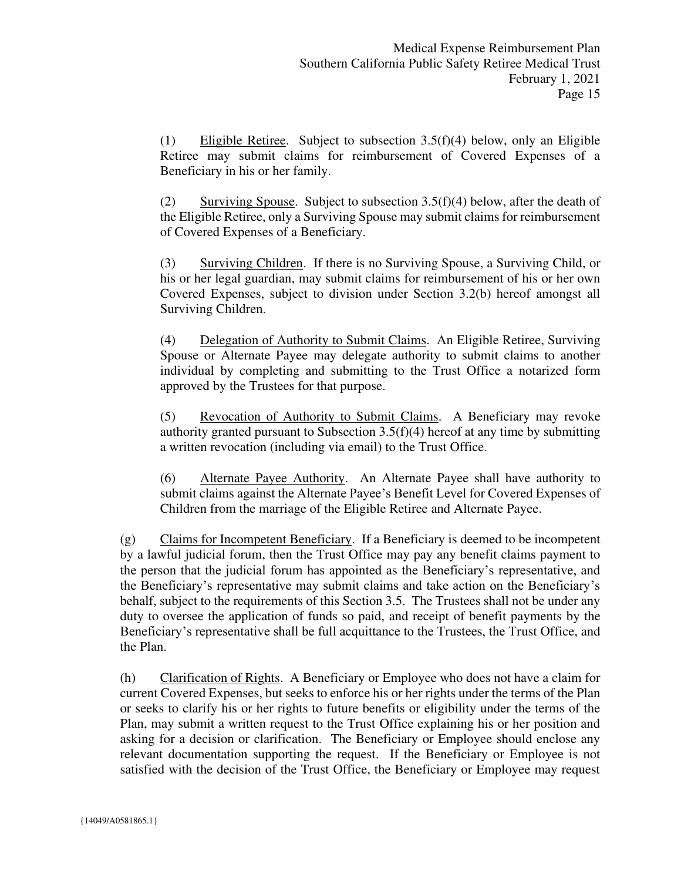(1) Eligible Retiree. Subject to subsection 3.5(f)(4) below, only an Eligible Retiree may submit claims for reimbursement of Covered Expenses of a Beneficiary in his or her family.

(2) Surviving Spouse. Subject to subsection 3.5(f)(4) below, after the death of the Eligible Retiree, only a Surviving Spouse may submit claims for reimbursement of Covered Expenses of a Beneficiary.

(3) Surviving Children. If there is no Surviving Spouse, a Surviving Child, or his or her legal guardian, may submit claims for reimbursement of his or her own Covered Expenses, subject to division under Section 3.2(b) hereof amongst all Surviving Children.

(4) Delegation of Authority to Submit Claims. An Eligible Retiree, Surviving Spouse or Alternate Payee may delegate authority to submit claims to another individual by completing and submitting to the Trust Office a notarized form approved by the Trustees for that purpose.

(5) Revocation of Authority to Submit Claims. A Beneficiary may revoke authority granted pursuant to Subsection 3.5(f)(4) hereof at any time by submitting a written revocation (including via email) to the Trust Office.

(6) Alternate Payee Authority. An Alternate Payee shall have authority to submit claims against the Alternate Payee's Benefit Level for Covered Expenses of Children from the marriage of the Eligible Retiree and Alternate Payee.

(g) Claims for Incompetent Beneficiary. If a Beneficiary is deemed to be incompetent by a lawful judicial forum, then the Trust Office may pay any benefit claims payment to the person that the judicial forum has appointed as the Beneficiary's representative, and the Beneficiary's representative may submit claims and take action on the Beneficiary's behalf, subject to the requirements of this Section 3.5. The Trustees shall not be under any duty to oversee the application of funds so paid, and receipt of benefit payments by the Beneficiary's representative shall be full acquittance to the Trustees, the Trust Office, and the Plan.

(h) Clarification of Rights. A Beneficiary or Employee who does not have a claim for current Covered Expenses, but seeks to enforce his or her rights under the terms of the Plan or seeks to clarify his or her rights to future benefits or eligibility under the terms of the Plan, may submit a written request to the Trust Office explaining his or her position and asking for a decision or clarification. The Beneficiary or Employee should enclose any relevant documentation supporting the request. If the Beneficiary or Employee is not satisfied with the decision of the Trust Office, the Beneficiary or Employee may request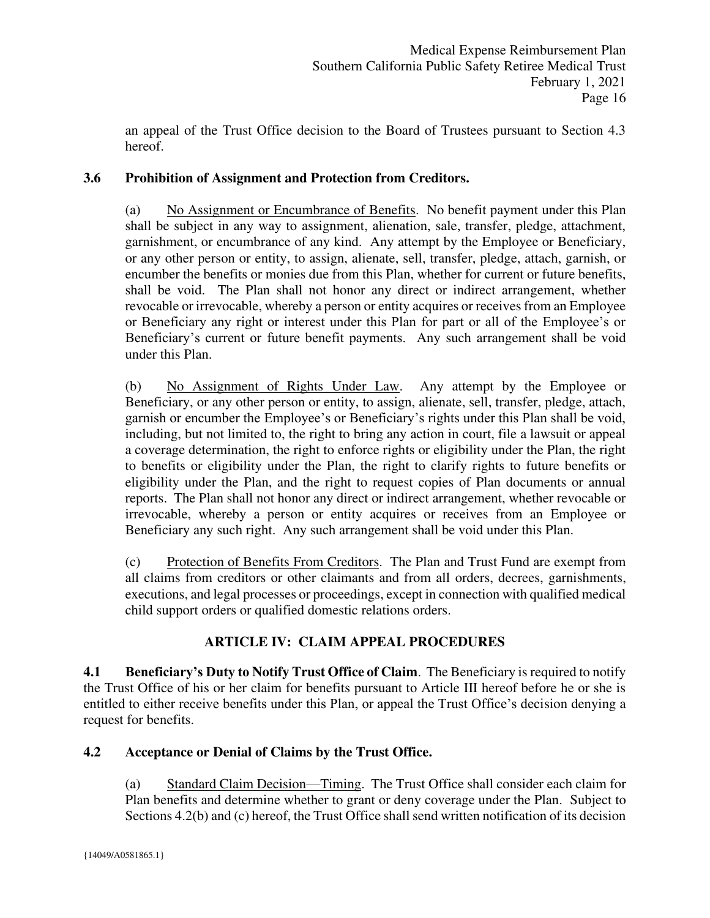an appeal of the Trust Office decision to the Board of Trustees pursuant to Section 4.3 hereof.

**3.6 Prohibition of Assignment and Protection from Creditors.**

(a) No Assignment or Encumbrance of Benefits. No benefit payment under this Plan shall be subject in any way to assignment, alienation, sale, transfer, pledge, attachment, garnishment, or encumbrance of any kind. Any attempt by the Employee or Beneficiary, or any other person or entity, to assign, alienate, sell, transfer, pledge, attach, garnish, or encumber the benefits or monies due from this Plan, whether for current or future benefits, shall be void. The Plan shall not honor any direct or indirect arrangement, whether revocable or irrevocable, whereby a person or entity acquires or receives from an Employee or Beneficiary any right or interest under this Plan for part or all of the Employee's or Beneficiary's current or future benefit payments. Any such arrangement shall be void under this Plan.

(b) No Assignment of Rights Under Law. Any attempt by the Employee or Beneficiary, or any other person or entity, to assign, alienate, sell, transfer, pledge, attach, garnish or encumber the Employee's or Beneficiary's rights under this Plan shall be void, including, but not limited to, the right to bring any action in court, file a lawsuit or appeal a coverage determination, the right to enforce rights or eligibility under the Plan, the right to benefits or eligibility under the Plan, the right to clarify rights to future benefits or eligibility under the Plan, and the right to request copies of Plan documents or annual reports. The Plan shall not honor any direct or indirect arrangement, whether revocable or irrevocable, whereby a person or entity acquires or receives from an Employee or Beneficiary any such right. Any such arrangement shall be void under this Plan.

(c) Protection of Benefits From Creditors. The Plan and Trust Fund are exempt from all claims from creditors or other claimants and from all orders, decrees, garnishments, executions, and legal processes or proceedings, except in connection with qualified medical child support orders or qualified domestic relations orders.

## ARTICLE IV: CLAIM APPEAL PROCEDURES

**4.1 Beneficiary's Duty to Notify Trust Office of Claim**. The Beneficiary is required to notify the Trust Office of his or her claim for benefits pursuant to Article III hereof before he or she is entitled to either receive benefits under this Plan, or appeal the Trust Office's decision denying a request for benefits.

**4.2 Acceptance or Denial of Claims by the Trust Office.**

(a) Standard Claim Decision—Timing. The Trust Office shall consider each claim for Plan benefits and determine whether to grant or deny coverage under the Plan. Subject to Sections 4.2(b) and (c) hereof, the Trust Office shall send written notification of its decision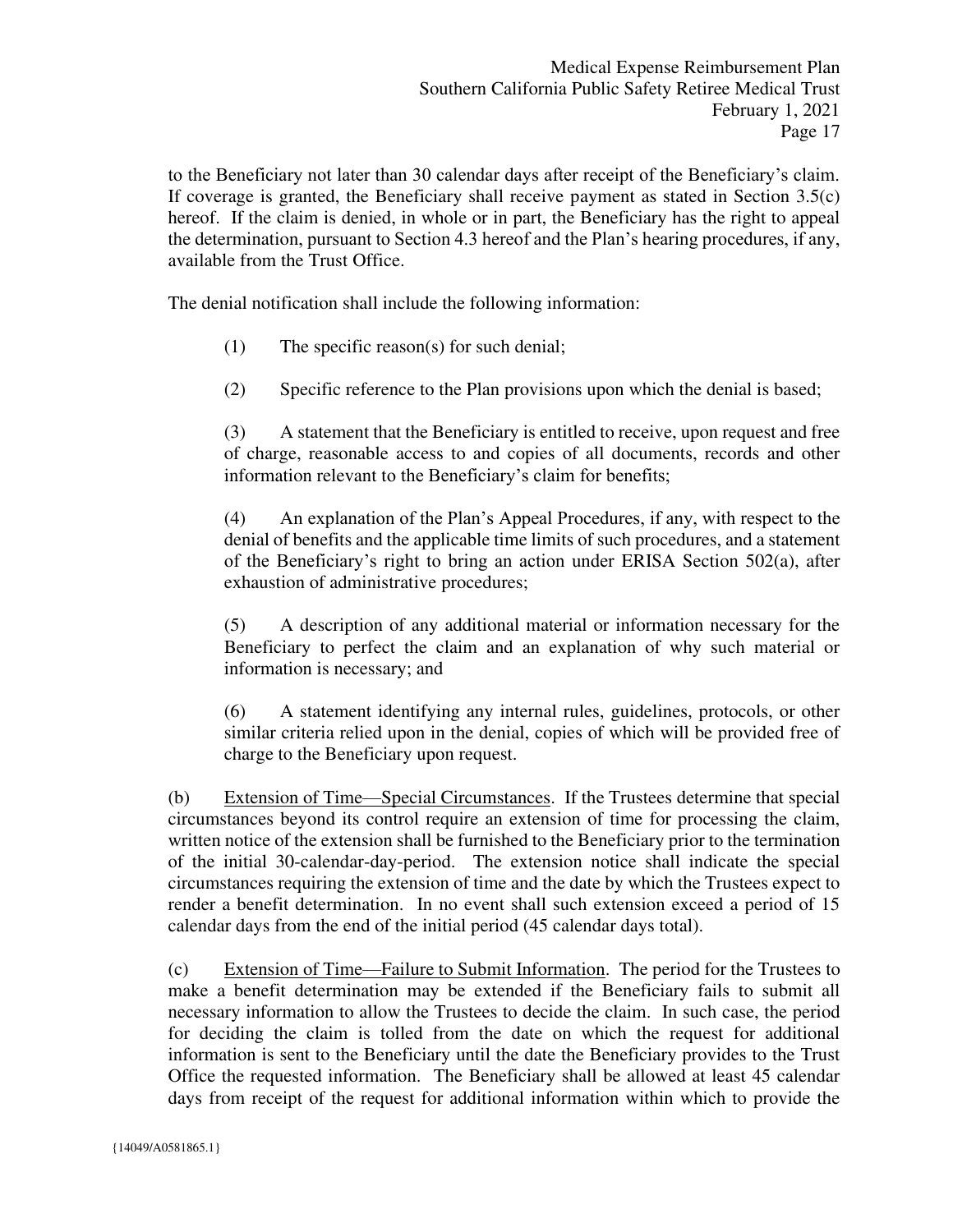to the Beneficiary not later than 30 calendar days after receipt of the Beneficiary's claim. If coverage is granted, the Beneficiary shall receive payment as stated in Section 3.5(c) hereof. If the claim is denied, in whole or in part, the Beneficiary has the right to appeal the determination, pursuant to Section 4.3 hereof and the Plan's hearing procedures, if any, available from the Trust Office.

The denial notification shall include the following information:

(1) The specific reason(s) for such denial;

(2) Specific reference to the Plan provisions upon which the denial is based;

(3) A statement that the Beneficiary is entitled to receive, upon request and free of charge, reasonable access to and copies of all documents, records and other information relevant to the Beneficiary's claim for benefits;

(4) An explanation of the Plan's Appeal Procedures, if any, with respect to the denial of benefits and the applicable time limits of such procedures, and a statement of the Beneficiary's right to bring an action under ERISA Section 502(a), after exhaustion of administrative procedures;

(5) A description of any additional material or information necessary for the Beneficiary to perfect the claim and an explanation of why such material or information is necessary; and

(6) A statement identifying any internal rules, guidelines, protocols, or other similar criteria relied upon in the denial, copies of which will be provided free of charge to the Beneficiary upon request.

(b) Extension of Time—Special Circumstances. If the Trustees determine that special circumstances beyond its control require an extension of time for processing the claim, written notice of the extension shall be furnished to the Beneficiary prior to the termination of the initial 30-calendar-day-period. The extension notice shall indicate the special circumstances requiring the extension of time and the date by which the Trustees expect to render a benefit determination. In no event shall such extension exceed a period of 15 calendar days from the end of the initial period (45 calendar days total).

(c) Extension of Time—Failure to Submit Information. The period for the Trustees to make a benefit determination may be extended if the Beneficiary fails to submit all necessary information to allow the Trustees to decide the claim. In such case, the period for deciding the claim is tolled from the date on which the request for additional information is sent to the Beneficiary until the date the Beneficiary provides to the Trust Office the requested information. The Beneficiary shall be allowed at least 45 calendar days from receipt of the request for additional information within which to provide the

{14049/A0581865.1}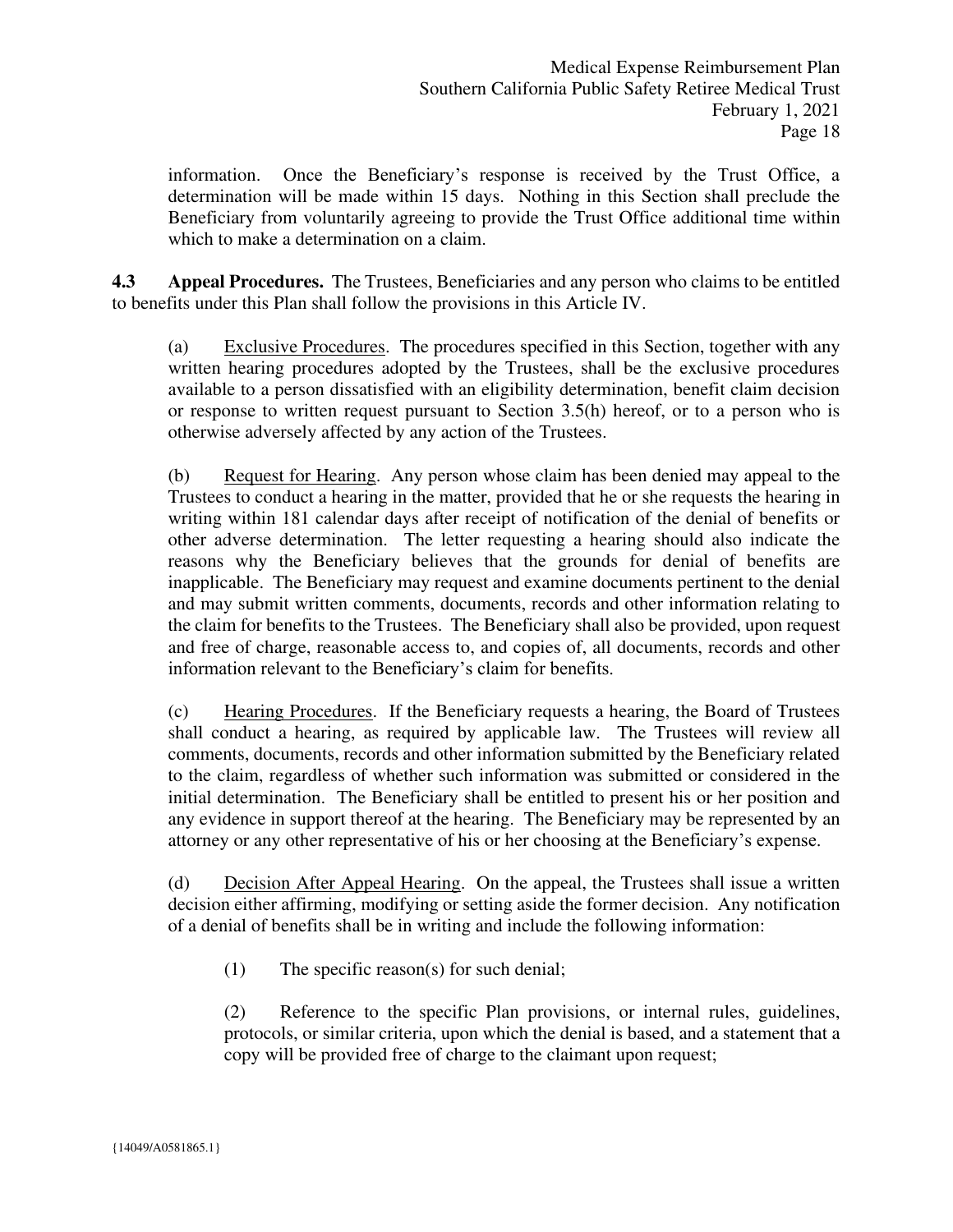information. Once the Beneficiary's response is received by the Trust Office, a determination will be made within 15 days. Nothing in this Section shall preclude the Beneficiary from voluntarily agreeing to provide the Trust Office additional time within which to make a determination on a claim.

**4.3 Appeal Procedures.** The Trustees, Beneficiaries and any person who claims to be entitled to benefits under this Plan shall follow the provisions in this Article IV.

(a) Exclusive Procedures. The procedures specified in this Section, together with any written hearing procedures adopted by the Trustees, shall be the exclusive procedures available to a person dissatisfied with an eligibility determination, benefit claim decision or response to written request pursuant to Section 3.5(h) hereof, or to a person who is otherwise adversely affected by any action of the Trustees.

(b) Request for Hearing. Any person whose claim has been denied may appeal to the Trustees to conduct a hearing in the matter, provided that he or she requests the hearing in writing within 181 calendar days after receipt of notification of the denial of benefits or other adverse determination. The letter requesting a hearing should also indicate the reasons why the Beneficiary believes that the grounds for denial of benefits are inapplicable. The Beneficiary may request and examine documents pertinent to the denial and may submit written comments, documents, records and other information relating to the claim for benefits to the Trustees. The Beneficiary shall also be provided, upon request and free of charge, reasonable access to, and copies of, all documents, records and other information relevant to the Beneficiary's claim for benefits.

(c) Hearing Procedures. If the Beneficiary requests a hearing, the Board of Trustees shall conduct a hearing, as required by applicable law. The Trustees will review all comments, documents, records and other information submitted by the Beneficiary related to the claim, regardless of whether such information was submitted or considered in the initial determination. The Beneficiary shall be entitled to present his or her position and any evidence in support thereof at the hearing. The Beneficiary may be represented by an attorney or any other representative of his or her choosing at the Beneficiary's expense.

(d) Decision After Appeal Hearing. On the appeal, the Trustees shall issue a written decision either affirming, modifying or setting aside the former decision. Any notification of a denial of benefits shall be in writing and include the following information:

(1) The specific reason(s) for such denial;

(2) Reference to the specific Plan provisions, or internal rules, guidelines, protocols, or similar criteria, upon which the denial is based, and a statement that a copy will be provided free of charge to the claimant upon request;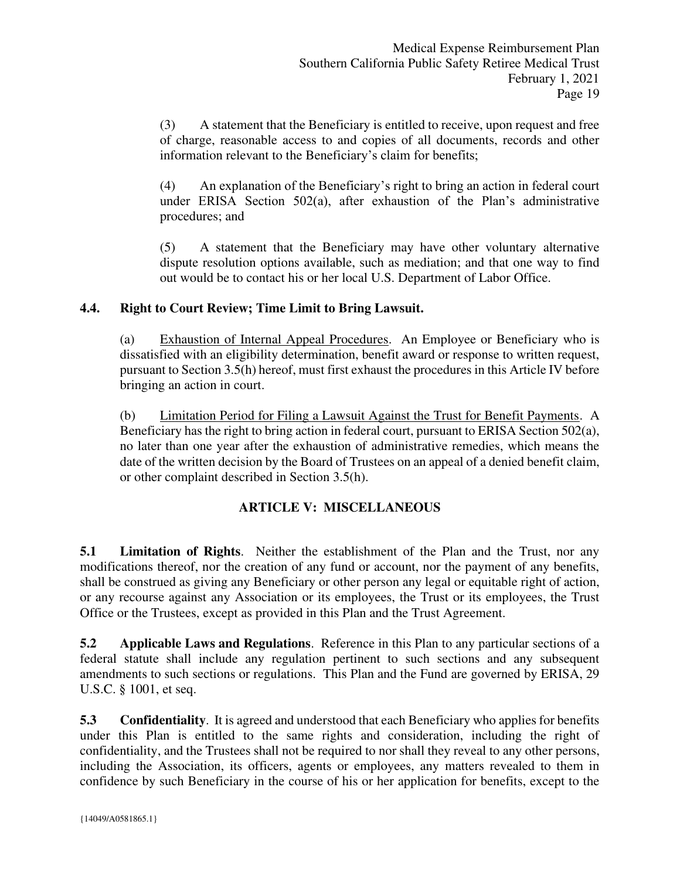(3) A statement that the Beneficiary is entitled to receive, upon request and free of charge, reasonable access to and copies of all documents, records and other information relevant to the Beneficiary's claim for benefits;

(4) An explanation of the Beneficiary's right to bring an action in federal court under ERISA Section 502(a), after exhaustion of the Plan's administrative procedures; and

(5) A statement that the Beneficiary may have other voluntary alternative dispute resolution options available, such as mediation; and that one way to find out would be to contact his or her local U.S. Department of Labor Office.

### 4.4. Right to Court Review; Time Limit to Bring Lawsuit.

(a) Exhaustion of Internal Appeal Procedures. An Employee or Beneficiary who is dissatisfied with an eligibility determination, benefit award or response to written request, pursuant to Section 3.5(h) hereof, must first exhaust the procedures in this Article IV before bringing an action in court.

(b) Limitation Period for Filing a Lawsuit Against the Trust for Benefit Payments. A Beneficiary has the right to bring action in federal court, pursuant to ERISA Section 502(a), no later than one year after the exhaustion of administrative remedies, which means the date of the written decision by the Board of Trustees on an appeal of a denied benefit claim, or other complaint described in Section 3.5(h).

## ARTICLE V: MISCELLANEOUS

**5.1 Limitation of Rights**. Neither the establishment of the Plan and the Trust, nor any modifications thereof, nor the creation of any fund or account, nor the payment of any benefits, shall be construed as giving any Beneficiary or other person any legal or equitable right of action, or any recourse against any Association or its employees, the Trust or its employees, the Trust Office or the Trustees, except as provided in this Plan and the Trust Agreement.

**5.2 Applicable Laws and Regulations**. Reference in this Plan to any particular sections of a federal statute shall include any regulation pertinent to such sections and any subsequent amendments to such sections or regulations. This Plan and the Fund are governed by ERISA, 29 U.S.C. § 1001, et seq.

**5.3 Confidentiality**. It is agreed and understood that each Beneficiary who applies for benefits under this Plan is entitled to the same rights and consideration, including the right of confidentiality, and the Trustees shall not be required to nor shall they reveal to any other persons, including the Association, its officers, agents or employees, any matters revealed to them in confidence by such Beneficiary in the course of his or her application for benefits, except to the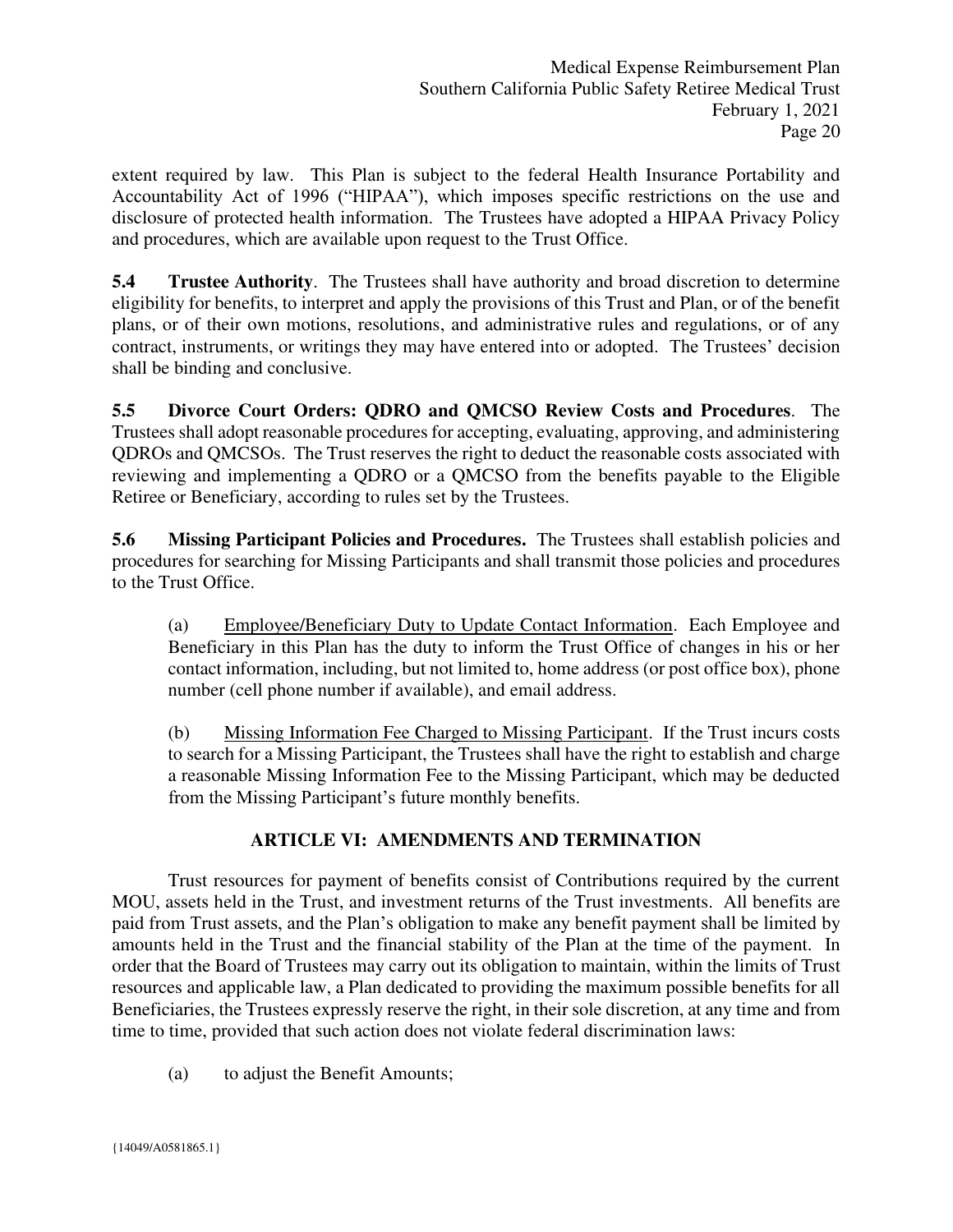extent required by law. This Plan is subject to the federal Health Insurance Portability and Accountability Act of 1996 ("HIPAA"), which imposes specific restrictions on the use and disclosure of protected health information. The Trustees have adopted a HIPAA Privacy Policy and procedures, which are available upon request to the Trust Office.

**5.4 Trustee Authority**. The Trustees shall have authority and broad discretion to determine eligibility for benefits, to interpret and apply the provisions of this Trust and Plan, or of the benefit plans, or of their own motions, resolutions, and administrative rules and regulations, or of any contract, instruments, or writings they may have entered into or adopted. The Trustees' decision shall be binding and conclusive.

**5.5 Divorce Court Orders: QDRO and QMCSO Review Costs and Procedures**. The Trustees shall adopt reasonable procedures for accepting, evaluating, approving, and administering QDROs and QMCSOs. The Trust reserves the right to deduct the reasonable costs associated with reviewing and implementing a QDRO or a QMCSO from the benefits payable to the Eligible Retiree or Beneficiary, according to rules set by the Trustees.

**5.6 Missing Participant Policies and Procedures.** The Trustees shall establish policies and procedures for searching for Missing Participants and shall transmit those policies and procedures to the Trust Office.

(a) Employee/Beneficiary Duty to Update Contact Information. Each Employee and Beneficiary in this Plan has the duty to inform the Trust Office of changes in his or her contact information, including, but not limited to, home address (or post office box), phone number (cell phone number if available), and email address.

(b) Missing Information Fee Charged to Missing Participant. If the Trust incurs costs to search for a Missing Participant, the Trustees shall have the right to establish and charge a reasonable Missing Information Fee to the Missing Participant, which may be deducted from the Missing Participant's future monthly benefits.

## ARTICLE VI: AMENDMENTS AND TERMINATION

Trust resources for payment of benefits consist of Contributions required by the current MOU, assets held in the Trust, and investment returns of the Trust investments. All benefits are paid from Trust assets, and the Plan's obligation to make any benefit payment shall be limited by amounts held in the Trust and the financial stability of the Plan at the time of the payment. In order that the Board of Trustees may carry out its obligation to maintain, within the limits of Trust resources and applicable law, a Plan dedicated to providing the maximum possible benefits for all Beneficiaries, the Trustees expressly reserve the right, in their sole discretion, at any time and from time to time, provided that such action does not violate federal discrimination laws:

(a) to adjust the Benefit Amounts;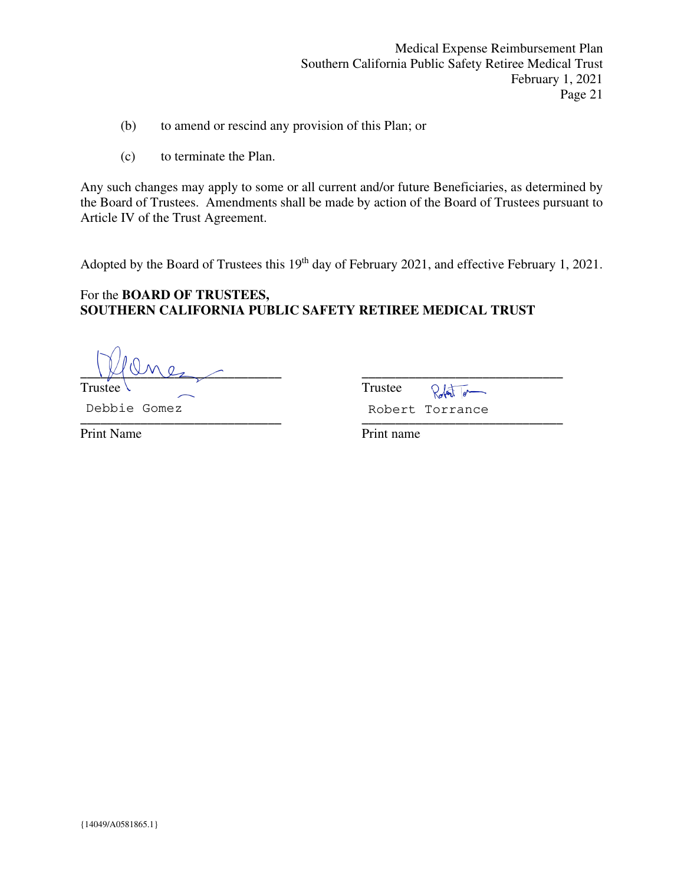(b) to amend or rescind any provision of this Plan; or

(c) to terminate the Plan.

Any such changes may apply to some or all current and/or future Beneficiaries, as determined by the Board of Trustees. Amendments shall be made by action of the Board of Trustees pursuant to Article IV of the Trust Agreement.

Adopted by the Board of Trustees this 19th day of February 2021, and effective February 1, 2021.

For the **BOARD OF TRUSTEES,**
**SOUTHERN CALIFORNIA PUBLIC SAFETY RETIREE MEDICAL TRUST**

| | |
|---|---|
| ______________________________ | ______________________________ |
| Trustee | Trustee |
| Debbie Gomez | Robert Torrance |
| ______________________________ | ______________________________ |
| Print Name | Print name |

{14049/A0581865.1}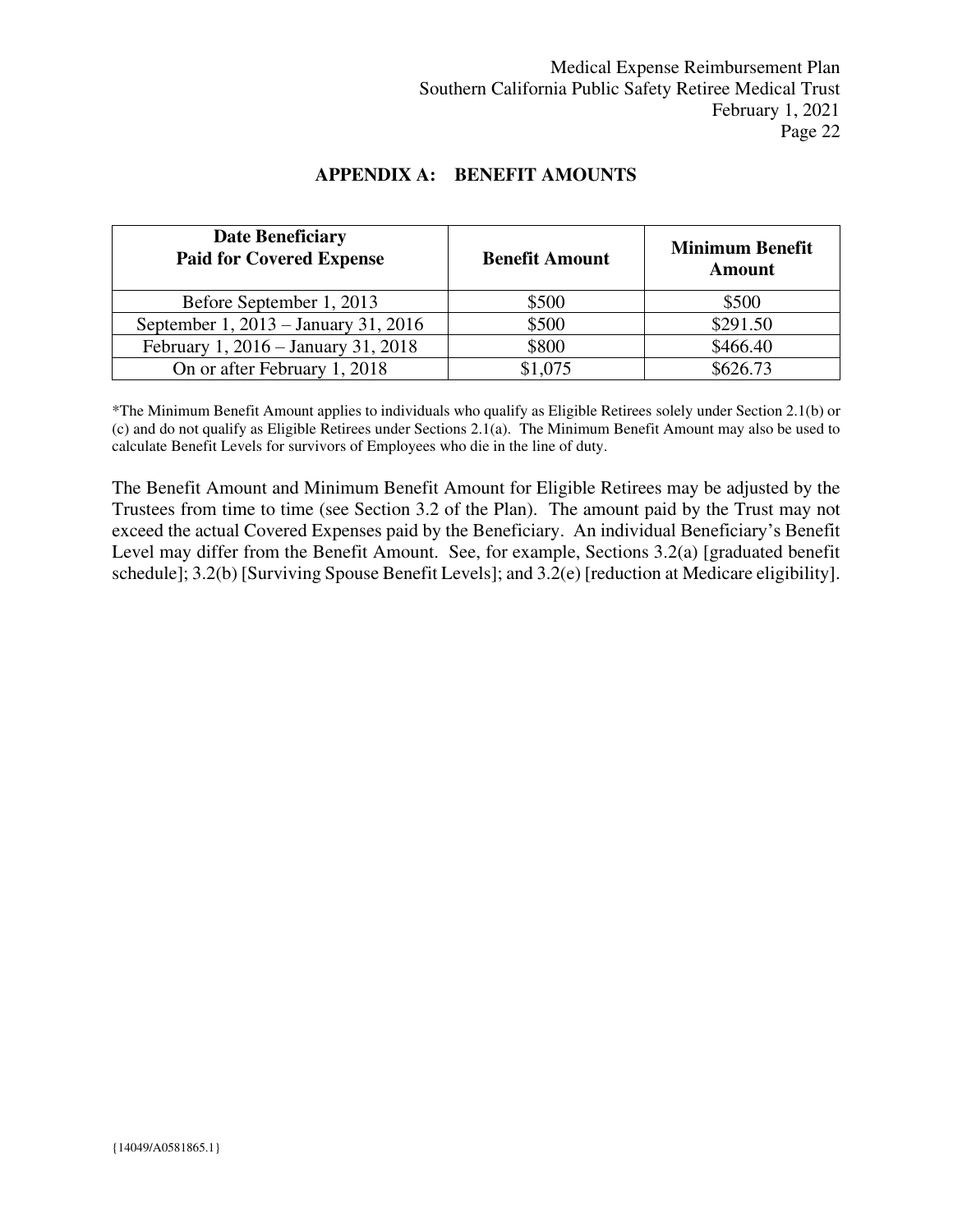## APPENDIX A: BENEFIT AMOUNTS

| Date Beneficiary Paid for Covered Expense | Benefit Amount | Minimum Benefit Amount |
|---|---|---|
| Before September 1, 2013 | $500 | $500 |
| September 1, 2013 – January 31, 2016 | $500 | $291.50 |
| February 1, 2016 – January 31, 2018 | $800 | $466.40 |
| On or after February 1, 2018 | $1,075 | $626.73 |

*The Minimum Benefit Amount applies to individuals who qualify as Eligible Retirees solely under Section 2.1(b) or (c) and do not qualify as Eligible Retirees under Sections 2.1(a). The Minimum Benefit Amount may also be used to calculate Benefit Levels for survivors of Employees who die in the line of duty.

The Benefit Amount and Minimum Benefit Amount for Eligible Retirees may be adjusted by the Trustees from time to time (see Section 3.2 of the Plan). The amount paid by the Trust may not exceed the actual Covered Expenses paid by the Beneficiary. An individual Beneficiary's Benefit Level may differ from the Benefit Amount. See, for example, Sections 3.2(a) [graduated benefit schedule]; 3.2(b) [Surviving Spouse Benefit Levels]; and 3.2(e) [reduction at Medicare eligibility].

{14049/A0581865.1}